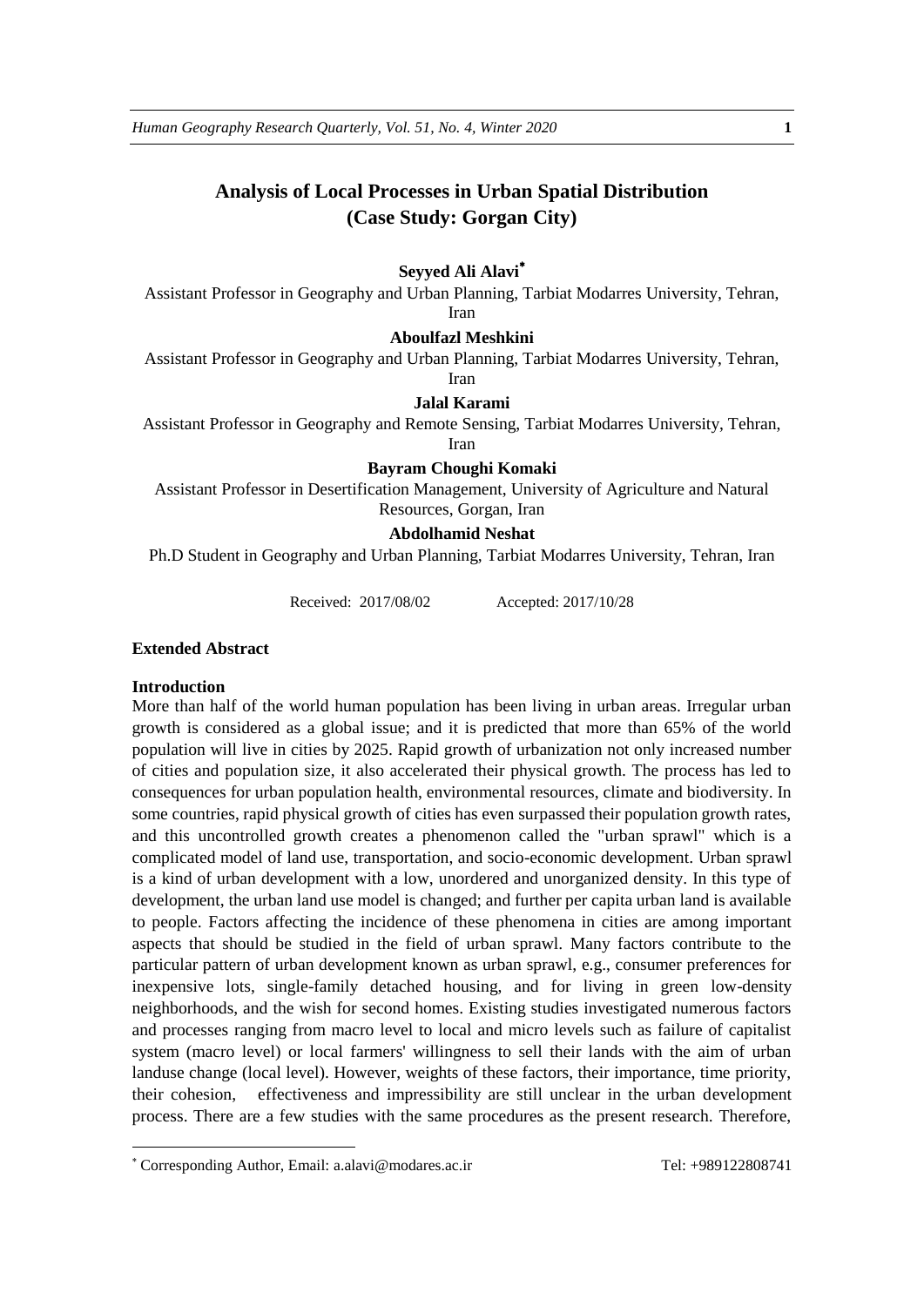# Analysis of Local Processes in Urban Spatial Distribution (Case Study: Gorgan City)

**Seyyed Ali Alavi***

Assistant Professor in Geography and Urban Planning, Tarbiat Modarres University, Tehran, Iran

**Aboulfazl Meshkini**

Assistant Professor in Geography and Urban Planning, Tarbiat Modarres University, Tehran, Iran

**Jalal Karami**

Assistant Professor in Geography and Remote Sensing, Tarbiat Modarres University, Tehran, Iran

**Bayram Choughi Komaki**

Assistant Professor in Desertification Management, University of Agriculture and Natural Resources, Gorgan, Iran

**Abdolhamid Neshat**

Ph.D Student in Geography and Urban Planning, Tarbiat Modarres University, Tehran, Iran

Received: 2017/08/02 Accepted: 2017/10/28

## Extended Abstract

### Introduction

More than half of the world human population has been living in urban areas. Irregular urban growth is considered as a global issue; and it is predicted that more than 65% of the world population will live in cities by 2025. Rapid growth of urbanization not only increased number of cities and population size, it also accelerated their physical growth. The process has led to consequences for urban population health, environmental resources, climate and biodiversity. In some countries, rapid physical growth of cities has even surpassed their population growth rates, and this uncontrolled growth creates a phenomenon called the "urban sprawl" which is a complicated model of land use, transportation, and socio-economic development. Urban sprawl is a kind of urban development with a low, unordered and unorganized density. In this type of development, the urban land use model is changed; and further per capita urban land is available to people. Factors affecting the incidence of these phenomena in cities are among important aspects that should be studied in the field of urban sprawl. Many factors contribute to the particular pattern of urban development known as urban sprawl, e.g., consumer preferences for inexpensive lots, single-family detached housing, and for living in green low-density neighborhoods, and the wish for second homes. Existing studies investigated numerous factors and processes ranging from macro level to local and micro levels such as failure of capitalist system (macro level) or local farmers' willingness to sell their lands with the aim of urban landuse change (local level). However, weights of these factors, their importance, time priority, their cohesion, effectiveness and impressibility are still unclear in the urban development process. There are a few studies with the same procedures as the present research. Therefore,

---

* Corresponding Author, Email: a.alavi@modares.ac.ir Tel: +989122808741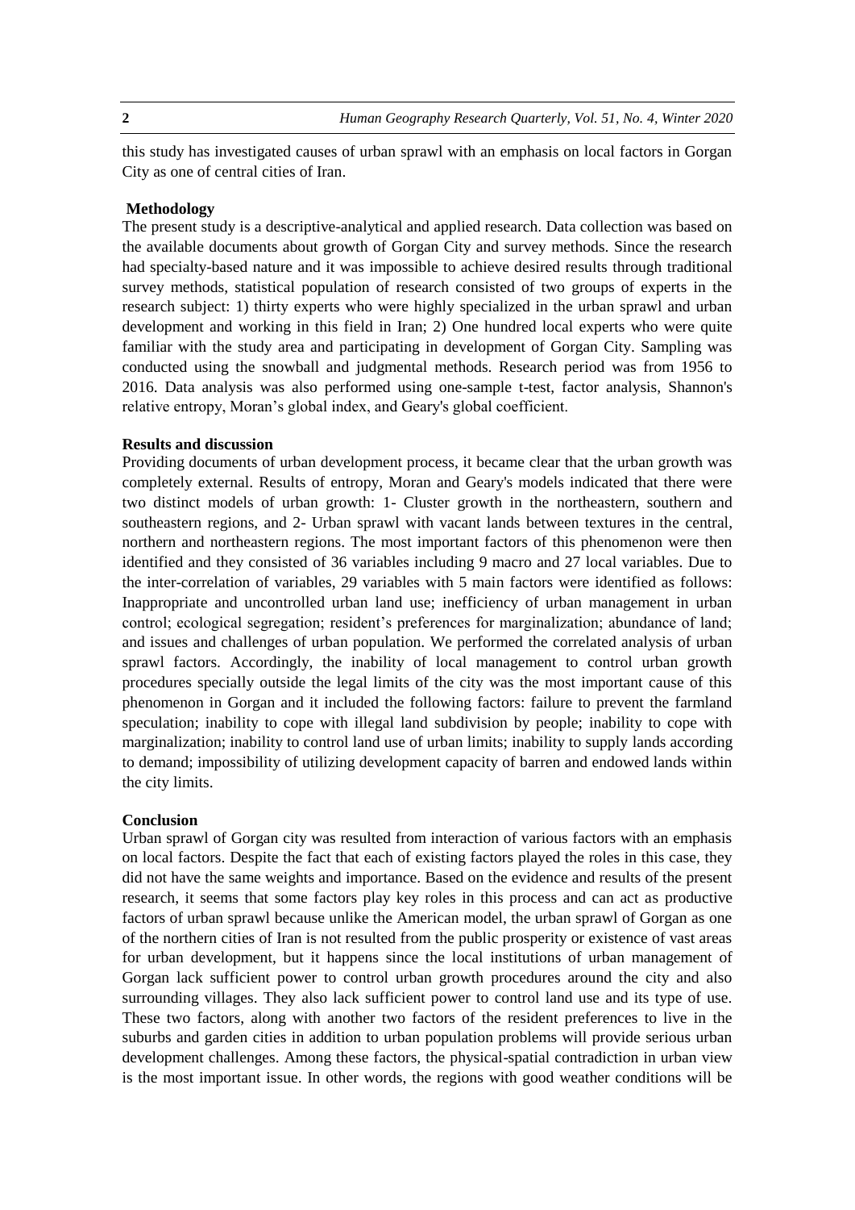this study has investigated causes of urban sprawl with an emphasis on local factors in Gorgan City as one of central cities of Iran.

## Methodology

The present study is a descriptive-analytical and applied research. Data collection was based on the available documents about growth of Gorgan City and survey methods. Since the research had specialty-based nature and it was impossible to achieve desired results through traditional survey methods, statistical population of research consisted of two groups of experts in the research subject: 1) thirty experts who were highly specialized in the urban sprawl and urban development and working in this field in Iran; 2) One hundred local experts who were quite familiar with the study area and participating in development of Gorgan City. Sampling was conducted using the snowball and judgmental methods. Research period was from 1956 to 2016. Data analysis was also performed using one-sample t-test, factor analysis, Shannon's relative entropy, Moran's global index, and Geary's global coefficient.

## Results and discussion

Providing documents of urban development process, it became clear that the urban growth was completely external. Results of entropy, Moran and Geary's models indicated that there were two distinct models of urban growth: 1- Cluster growth in the northeastern, southern and southeastern regions, and 2- Urban sprawl with vacant lands between textures in the central, northern and northeastern regions. The most important factors of this phenomenon were then identified and they consisted of 36 variables including 9 macro and 27 local variables. Due to the inter-correlation of variables, 29 variables with 5 main factors were identified as follows: Inappropriate and uncontrolled urban land use; inefficiency of urban management in urban control; ecological segregation; resident's preferences for marginalization; abundance of land; and issues and challenges of urban population. We performed the correlated analysis of urban sprawl factors. Accordingly, the inability of local management to control urban growth procedures specially outside the legal limits of the city was the most important cause of this phenomenon in Gorgan and it included the following factors: failure to prevent the farmland speculation; inability to cope with illegal land subdivision by people; inability to cope with marginalization; inability to control land use of urban limits; inability to supply lands according to demand; impossibility of utilizing development capacity of barren and endowed lands within the city limits.

## Conclusion

Urban sprawl of Gorgan city was resulted from interaction of various factors with an emphasis on local factors. Despite the fact that each of existing factors played the roles in this case, they did not have the same weights and importance. Based on the evidence and results of the present research, it seems that some factors play key roles in this process and can act as productive factors of urban sprawl because unlike the American model, the urban sprawl of Gorgan as one of the northern cities of Iran is not resulted from the public prosperity or existence of vast areas for urban development, but it happens since the local institutions of urban management of Gorgan lack sufficient power to control urban growth procedures around the city and also surrounding villages. They also lack sufficient power to control land use and its type of use. These two factors, along with another two factors of the resident preferences to live in the suburbs and garden cities in addition to urban population problems will provide serious urban development challenges. Among these factors, the physical-spatial contradiction in urban view is the most important issue. In other words, the regions with good weather conditions will be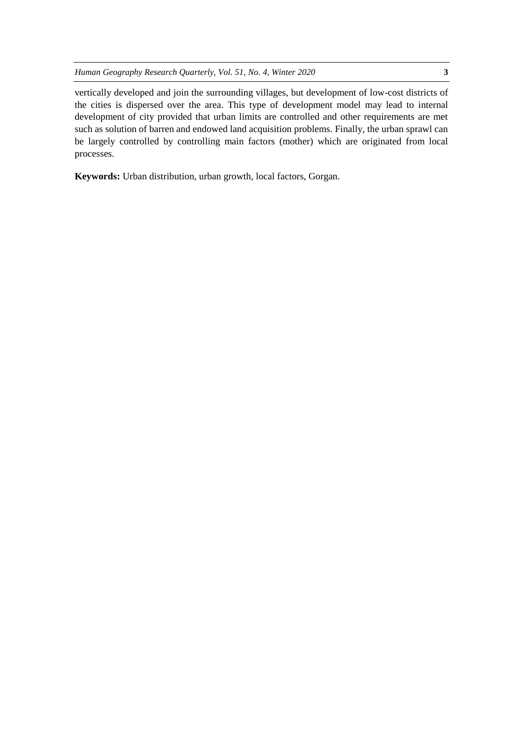vertically developed and join the surrounding villages, but development of low-cost districts of the cities is dispersed over the area. This type of development model may lead to internal development of city provided that urban limits are controlled and other requirements are met such as solution of barren and endowed land acquisition problems. Finally, the urban sprawl can be largely controlled by controlling main factors (mother) which are originated from local processes.

**Keywords:** Urban distribution, urban growth, local factors, Gorgan.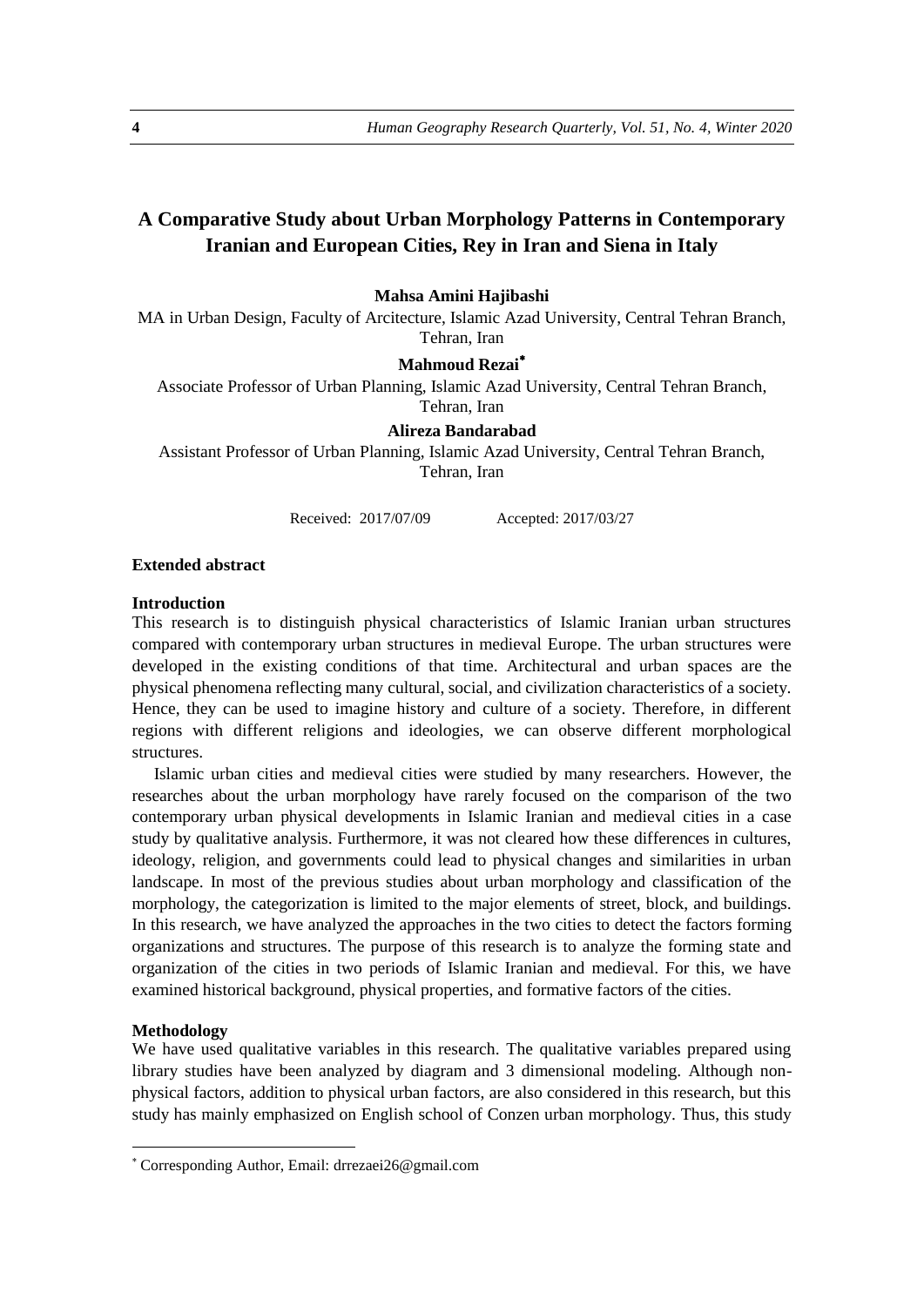# A Comparative Study about Urban Morphology Patterns in Contemporary Iranian and European Cities, Rey in Iran and Siena in Italy

**Mahsa Amini Hajibashi**

MA in Urban Design, Faculty of Arcitecture, Islamic Azad University, Central Tehran Branch, Tehran, Iran

**Mahmoud Rezai***

Associate Professor of Urban Planning, Islamic Azad University, Central Tehran Branch, Tehran, Iran

**Alireza Bandarabad**

Assistant Professor of Urban Planning, Islamic Azad University, Central Tehran Branch, Tehran, Iran

Received: 2017/07/09 Accepted: 2017/03/27

### Extended abstract

#### Introduction

This research is to distinguish physical characteristics of Islamic Iranian urban structures compared with contemporary urban structures in medieval Europe. The urban structures were developed in the existing conditions of that time. Architectural and urban spaces are the physical phenomena reflecting many cultural, social, and civilization characteristics of a society. Hence, they can be used to imagine history and culture of a society. Therefore, in different regions with different religions and ideologies, we can observe different morphological structures.

Islamic urban cities and medieval cities were studied by many researchers. However, the researches about the urban morphology have rarely focused on the comparison of the two contemporary urban physical developments in Islamic Iranian and medieval cities in a case study by qualitative analysis. Furthermore, it was not cleared how these differences in cultures, ideology, religion, and governments could lead to physical changes and similarities in urban landscape. In most of the previous studies about urban morphology and classification of the morphology, the categorization is limited to the major elements of street, block, and buildings. In this research, we have analyzed the approaches in the two cities to detect the factors forming organizations and structures. The purpose of this research is to analyze the forming state and organization of the cities in two periods of Islamic Iranian and medieval. For this, we have examined historical background, physical properties, and formative factors of the cities.

#### Methodology

We have used qualitative variables in this research. The qualitative variables prepared using library studies have been analyzed by diagram and 3 dimensional modeling. Although non-physical factors, addition to physical urban factors, are also considered in this research, but this study has mainly emphasized on English school of Conzen urban morphology. Thus, this study

---

* Corresponding Author, Email: drrezaei26@gmail.com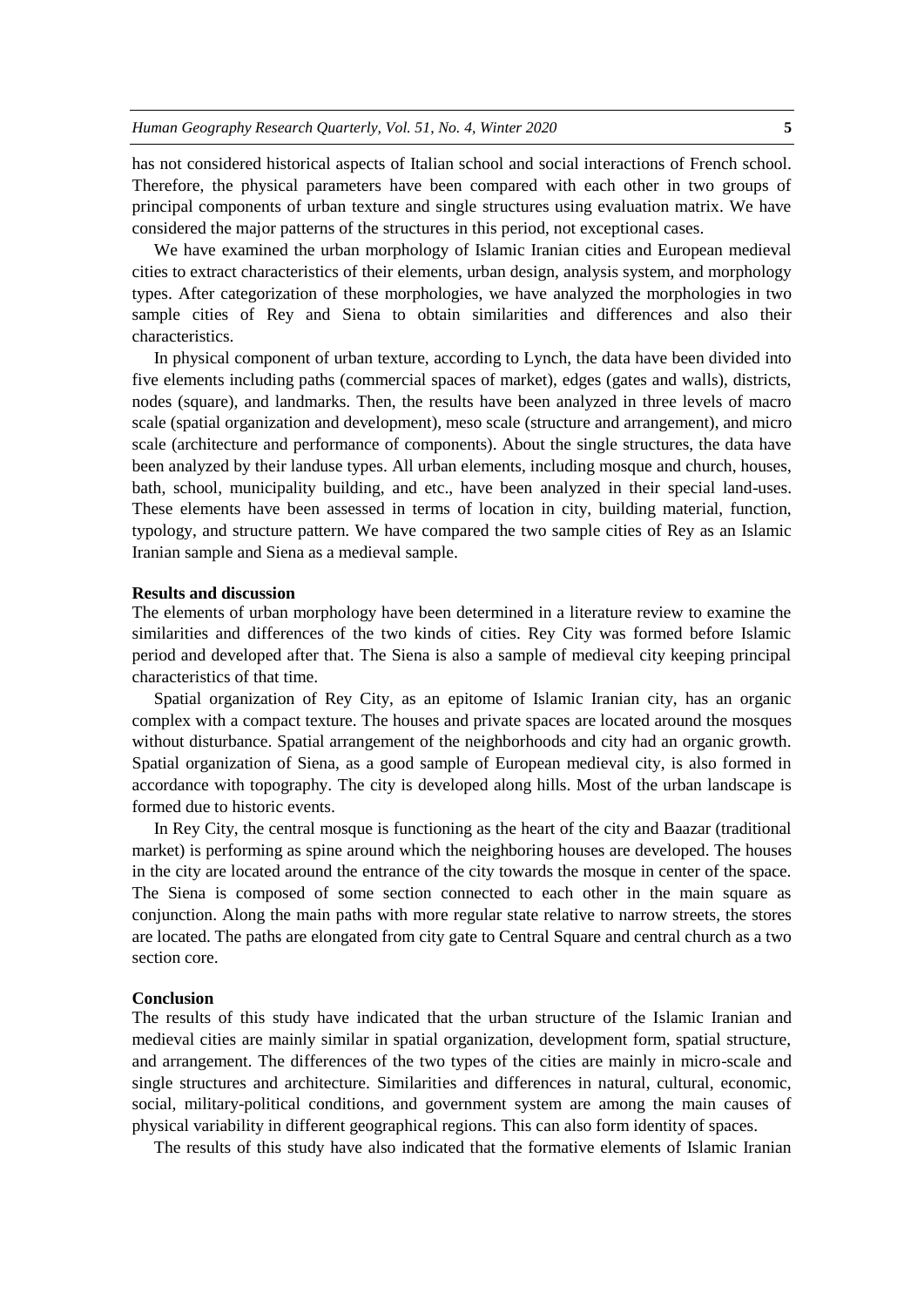has not considered historical aspects of Italian school and social interactions of French school. Therefore, the physical parameters have been compared with each other in two groups of principal components of urban texture and single structures using evaluation matrix. We have considered the major patterns of the structures in this period, not exceptional cases.

We have examined the urban morphology of Islamic Iranian cities and European medieval cities to extract characteristics of their elements, urban design, analysis system, and morphology types. After categorization of these morphologies, we have analyzed the morphologies in two sample cities of Rey and Siena to obtain similarities and differences and also their characteristics.

In physical component of urban texture, according to Lynch, the data have been divided into five elements including paths (commercial spaces of market), edges (gates and walls), districts, nodes (square), and landmarks. Then, the results have been analyzed in three levels of macro scale (spatial organization and development), meso scale (structure and arrangement), and micro scale (architecture and performance of components). About the single structures, the data have been analyzed by their landuse types. All urban elements, including mosque and church, houses, bath, school, municipality building, and etc., have been analyzed in their special land-uses. These elements have been assessed in terms of location in city, building material, function, typology, and structure pattern. We have compared the two sample cities of Rey as an Islamic Iranian sample and Siena as a medieval sample.

**Results and discussion**

The elements of urban morphology have been determined in a literature review to examine the similarities and differences of the two kinds of cities. Rey City was formed before Islamic period and developed after that. The Siena is also a sample of medieval city keeping principal characteristics of that time.

Spatial organization of Rey City, as an epitome of Islamic Iranian city, has an organic complex with a compact texture. The houses and private spaces are located around the mosques without disturbance. Spatial arrangement of the neighborhoods and city had an organic growth. Spatial organization of Siena, as a good sample of European medieval city, is also formed in accordance with topography. The city is developed along hills. Most of the urban landscape is formed due to historic events.

In Rey City, the central mosque is functioning as the heart of the city and Baazar (traditional market) is performing as spine around which the neighboring houses are developed. The houses in the city are located around the entrance of the city towards the mosque in center of the space. The Siena is composed of some section connected to each other in the main square as conjunction. Along the main paths with more regular state relative to narrow streets, the stores are located. The paths are elongated from city gate to Central Square and central church as a two section core.

**Conclusion**

The results of this study have indicated that the urban structure of the Islamic Iranian and medieval cities are mainly similar in spatial organization, development form, spatial structure, and arrangement. The differences of the two types of the cities are mainly in micro-scale and single structures and architecture. Similarities and differences in natural, cultural, economic, social, military-political conditions, and government system are among the main causes of physical variability in different geographical regions. This can also form identity of spaces.

The results of this study have also indicated that the formative elements of Islamic Iranian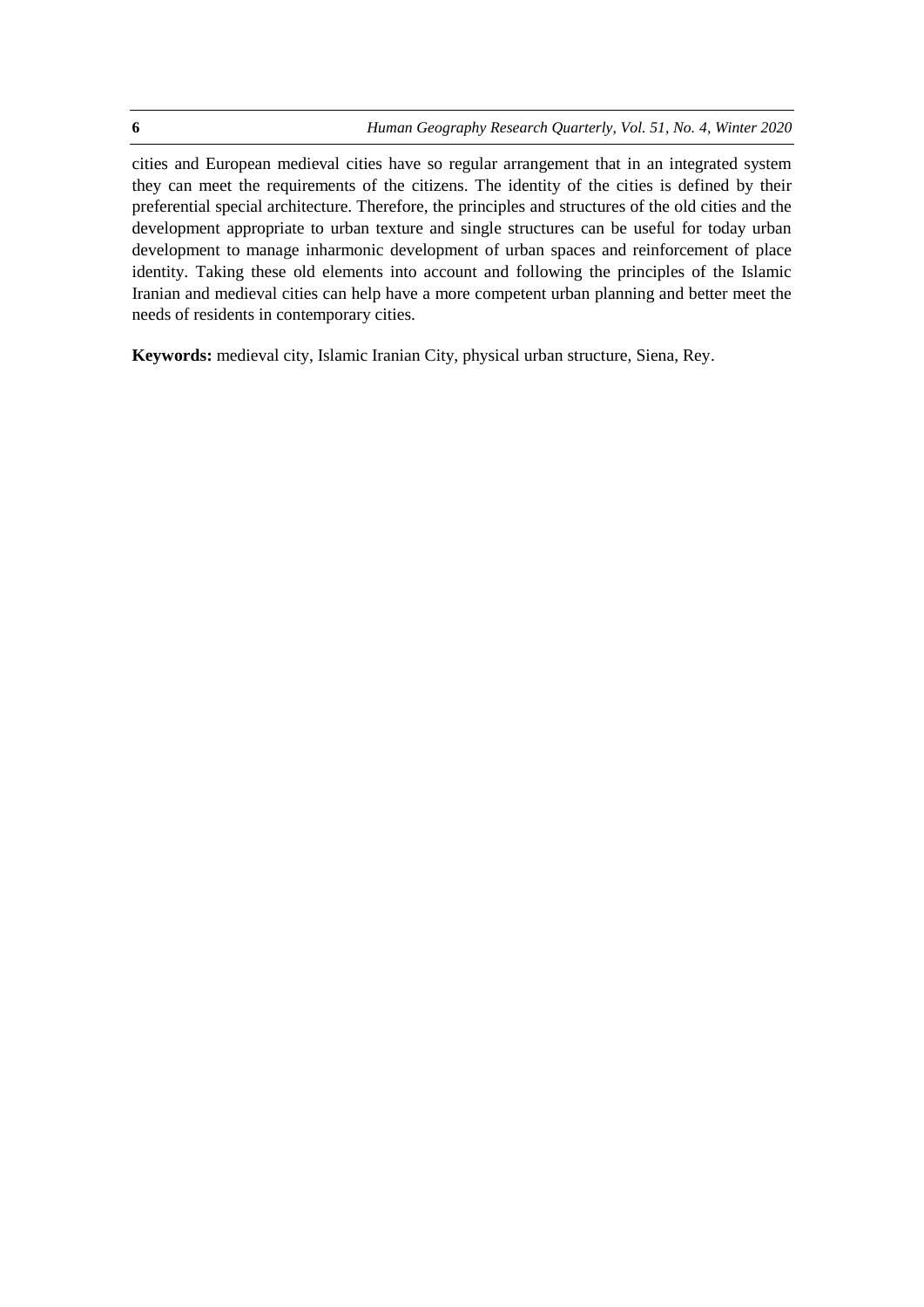cities and European medieval cities have so regular arrangement that in an integrated system they can meet the requirements of the citizens. The identity of the cities is defined by their preferential special architecture. Therefore, the principles and structures of the old cities and the development appropriate to urban texture and single structures can be useful for today urban development to manage inharmonic development of urban spaces and reinforcement of place identity. Taking these old elements into account and following the principles of the Islamic Iranian and medieval cities can help have a more competent urban planning and better meet the needs of residents in contemporary cities.

**Keywords:** medieval city, Islamic Iranian City, physical urban structure, Siena, Rey.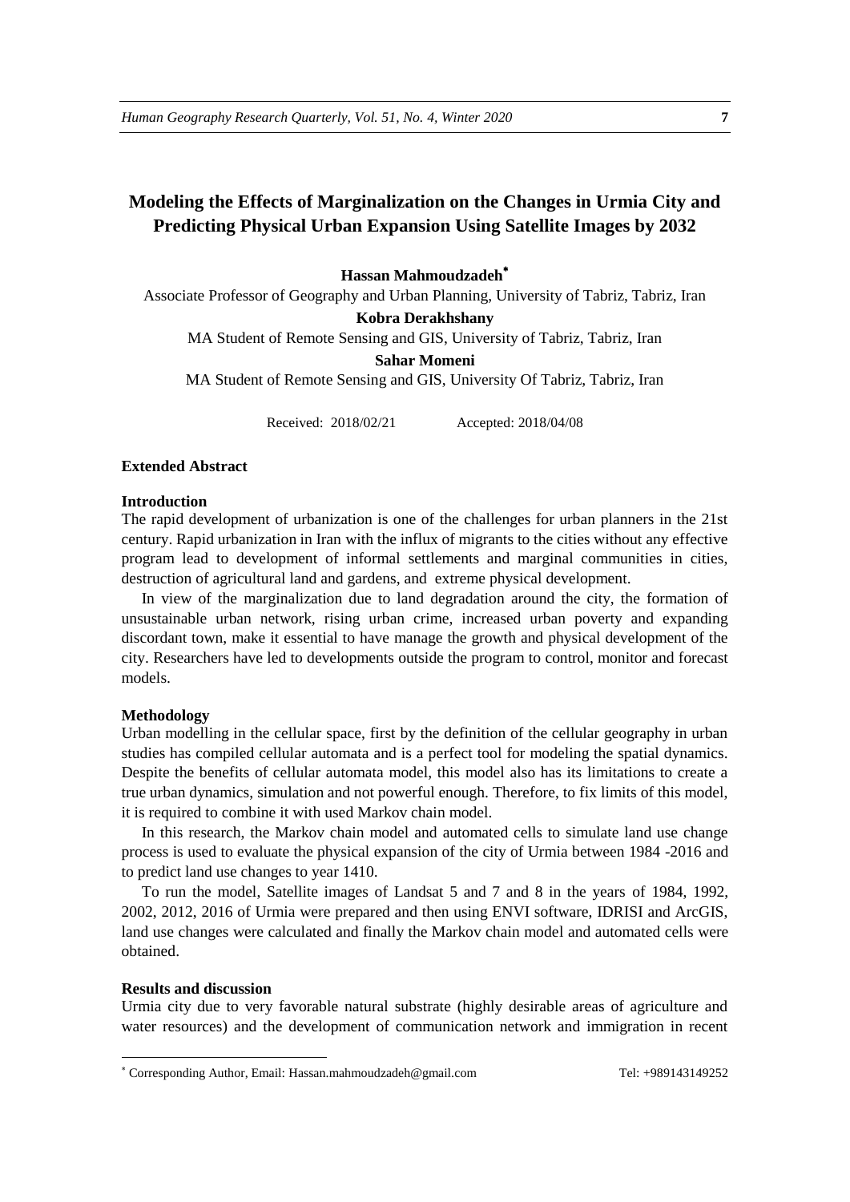# Modeling the Effects of Marginalization on the Changes in Urmia City and Predicting Physical Urban Expansion Using Satellite Images by 2032

**Hassan Mahmoudzadeh**[*]

Associate Professor of Geography and Urban Planning, University of Tabriz, Tabriz, Iran

**Kobra Derakhshany**

MA Student of Remote Sensing and GIS, University of Tabriz, Tabriz, Iran

**Sahar Momeni**

MA Student of Remote Sensing and GIS, University Of Tabriz, Tabriz, Iran

Received: 2018/02/21 Accepted: 2018/04/08

## Extended Abstract

### Introduction

The rapid development of urbanization is one of the challenges for urban planners in the 21st century. Rapid urbanization in Iran with the influx of migrants to the cities without any effective program lead to development of informal settlements and marginal communities in cities, destruction of agricultural land and gardens, and extreme physical development.

In view of the marginalization due to land degradation around the city, the formation of unsustainable urban network, rising urban crime, increased urban poverty and expanding discordant town, make it essential to have manage the growth and physical development of the city. Researchers have led to developments outside the program to control, monitor and forecast models.

### Methodology

Urban modelling in the cellular space, first by the definition of the cellular geography in urban studies has compiled cellular automata and is a perfect tool for modeling the spatial dynamics. Despite the benefits of cellular automata model, this model also has its limitations to create a true urban dynamics, simulation and not powerful enough. Therefore, to fix limits of this model, it is required to combine it with used Markov chain model.

In this research, the Markov chain model and automated cells to simulate land use change process is used to evaluate the physical expansion of the city of Urmia between 1984 -2016 and to predict land use changes to year 1410.

To run the model, Satellite images of Landsat 5 and 7 and 8 in the years of 1984, 1992, 2002, 2012, 2016 of Urmia were prepared and then using ENVI software, IDRISI and ArcGIS, land use changes were calculated and finally the Markov chain model and automated cells were obtained.

### Results and discussion

Urmia city due to very favorable natural substrate (highly desirable areas of agriculture and water resources) and the development of communication network and immigration in recent

---

[*] Corresponding Author, Email: Hassan.mahmoudzadeh@gmail.com Tel: +989143149252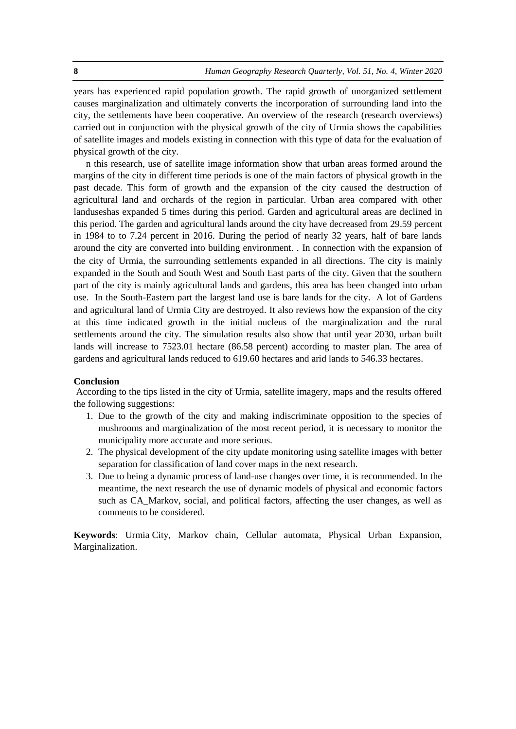years has experienced rapid population growth. The rapid growth of unorganized settlement causes marginalization and ultimately converts the incorporation of surrounding land into the city, the settlements have been cooperative. An overview of the research (research overviews) carried out in conjunction with the physical growth of the city of Urmia shows the capabilities of satellite images and models existing in connection with this type of data for the evaluation of physical growth of the city.

n this research, use of satellite image information show that urban areas formed around the margins of the city in different time periods is one of the main factors of physical growth in the past decade. This form of growth and the expansion of the city caused the destruction of agricultural land and orchards of the region in particular. Urban area compared with other landuseshas expanded 5 times during this period. Garden and agricultural areas are declined in this period. The garden and agricultural lands around the city have decreased from 29.59 percent in 1984 to to 7.24 percent in 2016. During the period of nearly 32 years, half of bare lands around the city are converted into building environment. . In connection with the expansion of the city of Urmia, the surrounding settlements expanded in all directions. The city is mainly expanded in the South and South West and South East parts of the city. Given that the southern part of the city is mainly agricultural lands and gardens, this area has been changed into urban use. In the South-Eastern part the largest land use is bare lands for the city. A lot of Gardens and agricultural land of Urmia City are destroyed. It also reviews how the expansion of the city at this time indicated growth in the initial nucleus of the marginalization and the rural settlements around the city. The simulation results also show that until year 2030, urban built lands will increase to 7523.01 hectare (86.58 percent) according to master plan. The area of gardens and agricultural lands reduced to 619.60 hectares and arid lands to 546.33 hectares.

**Conclusion**

According to the tips listed in the city of Urmia, satellite imagery, maps and the results offered the following suggestions:

1. Due to the growth of the city and making indiscriminate opposition to the species of mushrooms and marginalization of the most recent period, it is necessary to monitor the municipality more accurate and more serious.
2. The physical development of the city update monitoring using satellite images with better separation for classification of land cover maps in the next research.
3. Due to being a dynamic process of land-use changes over time, it is recommended. In the meantime, the next research the use of dynamic models of physical and economic factors such as CA_Markov, social, and political factors, affecting the user changes, as well as comments to be considered.

**Keywords**: Urmia City, Markov chain, Cellular automata, Physical Urban Expansion, Marginalization.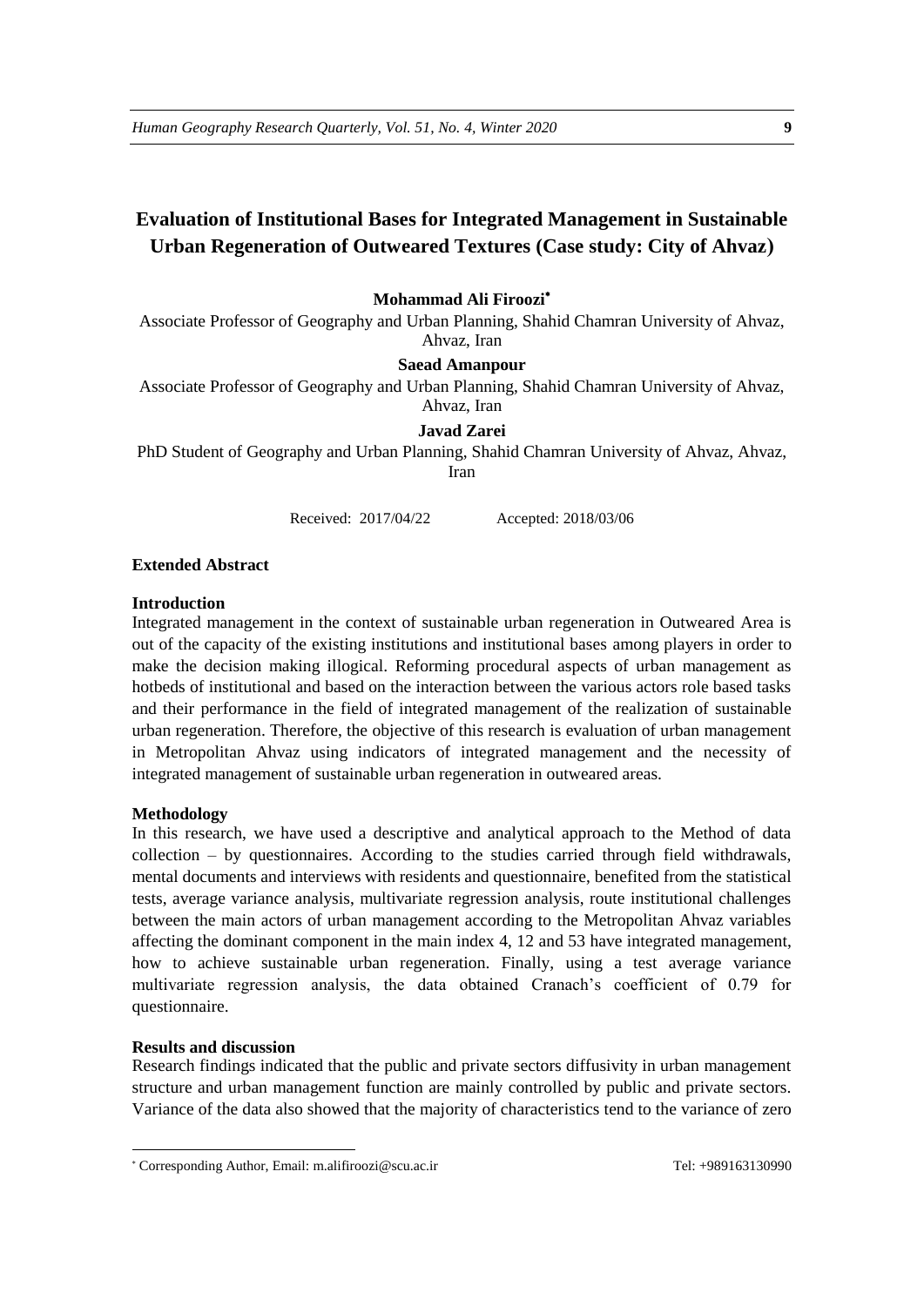# Evaluation of Institutional Bases for Integrated Management in Sustainable Urban Regeneration of Outweared Textures (Case study: City of Ahvaz)

**Mohammad Ali Firoozi**[*]

Associate Professor of Geography and Urban Planning, Shahid Chamran University of Ahvaz, Ahvaz, Iran

**Saead Amanpour**

Associate Professor of Geography and Urban Planning, Shahid Chamran University of Ahvaz, Ahvaz, Iran

**Javad Zarei**

PhD Student of Geography and Urban Planning, Shahid Chamran University of Ahvaz, Ahvaz, Iran

Received: 2017/04/22 Accepted: 2018/03/06

## Extended Abstract

### Introduction

Integrated management in the context of sustainable urban regeneration in Outweared Area is out of the capacity of the existing institutions and institutional bases among players in order to make the decision making illogical. Reforming procedural aspects of urban management as hotbeds of institutional and based on the interaction between the various actors role based tasks and their performance in the field of integrated management of the realization of sustainable urban regeneration. Therefore, the objective of this research is evaluation of urban management in Metropolitan Ahvaz using indicators of integrated management and the necessity of integrated management of sustainable urban regeneration in outweared areas.

### Methodology

In this research, we have used a descriptive and analytical approach to the Method of data collection – by questionnaires. According to the studies carried through field withdrawals, mental documents and interviews with residents and questionnaire, benefited from the statistical tests, average variance analysis, multivariate regression analysis, route institutional challenges between the main actors of urban management according to the Metropolitan Ahvaz variables affecting the dominant component in the main index 4, 12 and 53 have integrated management, how to achieve sustainable urban regeneration. Finally, using a test average variance multivariate regression analysis, the data obtained Cranach's coefficient of 0.79 for questionnaire.

### Results and discussion

Research findings indicated that the public and private sectors diffusivity in urban management structure and urban management function are mainly controlled by public and private sectors. Variance of the data also showed that the majority of characteristics tend to the variance of zero

---

[*] Corresponding Author, Email: m.alifiroozi@scu.ac.ir Tel: +989163130990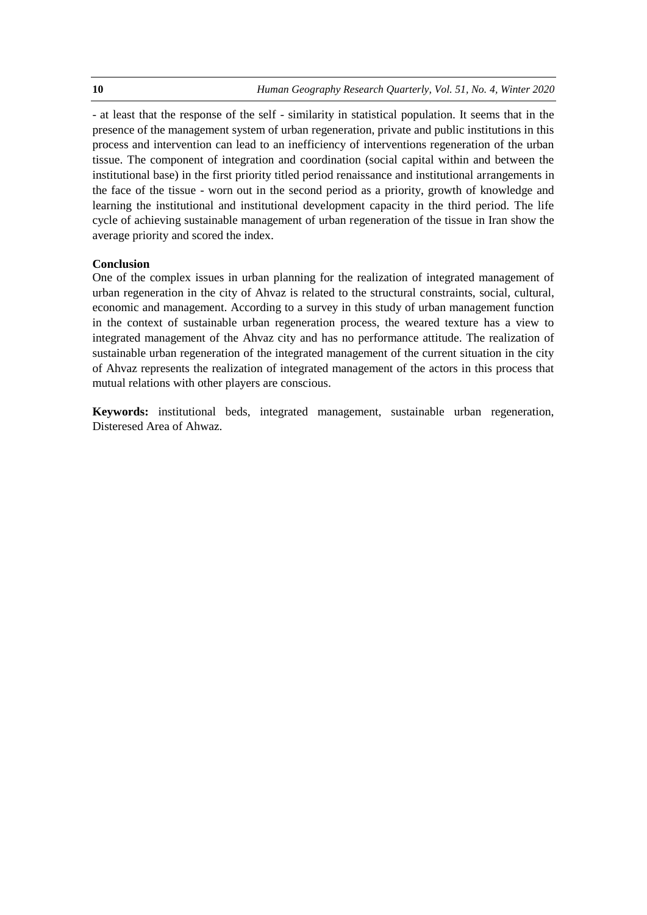- at least that the response of the self - similarity in statistical population. It seems that in the presence of the management system of urban regeneration, private and public institutions in this process and intervention can lead to an inefficiency of interventions regeneration of the urban tissue. The component of integration and coordination (social capital within and between the institutional base) in the first priority titled period renaissance and institutional arrangements in the face of the tissue - worn out in the second period as a priority, growth of knowledge and learning the institutional and institutional development capacity in the third period. The life cycle of achieving sustainable management of urban regeneration of the tissue in Iran show the average priority and scored the index.

**Conclusion**

One of the complex issues in urban planning for the realization of integrated management of urban regeneration in the city of Ahvaz is related to the structural constraints, social, cultural, economic and management. According to a survey in this study of urban management function in the context of sustainable urban regeneration process, the weared texture has a view to integrated management of the Ahvaz city and has no performance attitude. The realization of sustainable urban regeneration of the integrated management of the current situation in the city of Ahvaz represents the realization of integrated management of the actors in this process that mutual relations with other players are conscious.

**Keywords:** institutional beds, integrated management, sustainable urban regeneration, Disteresed Area of Ahwaz.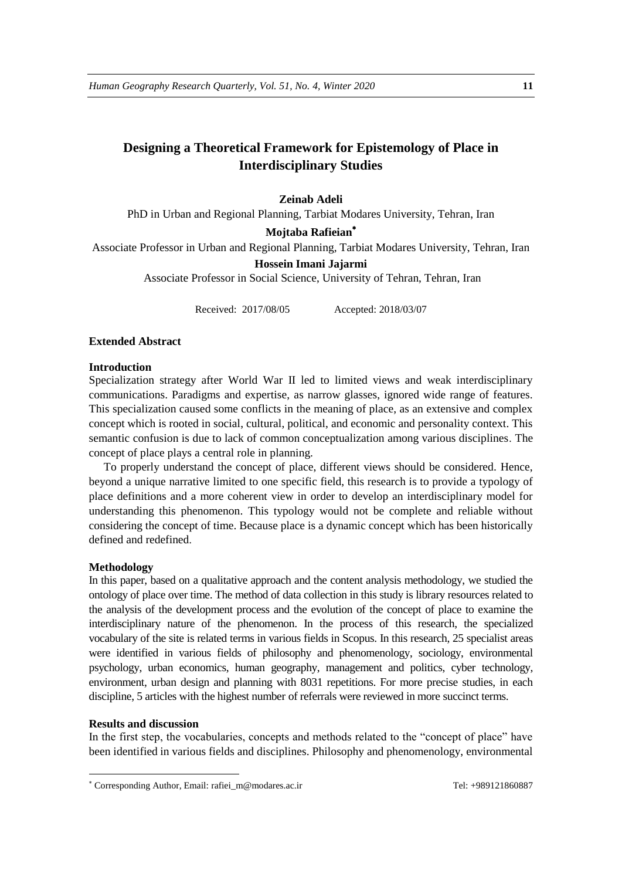# Designing a Theoretical Framework for Epistemology of Place in Interdisciplinary Studies

**Zeinab Adeli**

PhD in Urban and Regional Planning, Tarbiat Modares University, Tehran, Iran

**Mojtaba Rafieian**[*]

Associate Professor in Urban and Regional Planning, Tarbiat Modares University, Tehran, Iran

**Hossein Imani Jajarmi**

Associate Professor in Social Science, University of Tehran, Tehran, Iran

Received: 2017/08/05 Accepted: 2018/03/07

## Extended Abstract

### Introduction

Specialization strategy after World War II led to limited views and weak interdisciplinary communications. Paradigms and expertise, as narrow glasses, ignored wide range of features. This specialization caused some conflicts in the meaning of place, as an extensive and complex concept which is rooted in social, cultural, political, and economic and personality context. This semantic confusion is due to lack of common conceptualization among various disciplines. The concept of place plays a central role in planning.

To properly understand the concept of place, different views should be considered. Hence, beyond a unique narrative limited to one specific field, this research is to provide a typology of place definitions and a more coherent view in order to develop an interdisciplinary model for understanding this phenomenon. This typology would not be complete and reliable without considering the concept of time. Because place is a dynamic concept which has been historically defined and redefined.

### Methodology

In this paper, based on a qualitative approach and the content analysis methodology, we studied the ontology of place over time. The method of data collection in this study is library resources related to the analysis of the development process and the evolution of the concept of place to examine the interdisciplinary nature of the phenomenon. In the process of this research, the specialized vocabulary of the site is related terms in various fields in Scopus. In this research, 25 specialist areas were identified in various fields of philosophy and phenomenology, sociology, environmental psychology, urban economics, human geography, management and politics, cyber technology, environment, urban design and planning with 8031 repetitions. For more precise studies, in each discipline, 5 articles with the highest number of referrals were reviewed in more succinct terms.

### Results and discussion

In the first step, the vocabularies, concepts and methods related to the "concept of place" have been identified in various fields and disciplines. Philosophy and phenomenology, environmental

---

[*] Corresponding Author, Email: rafiei_m@modares.ac.ir Tel: +989121860887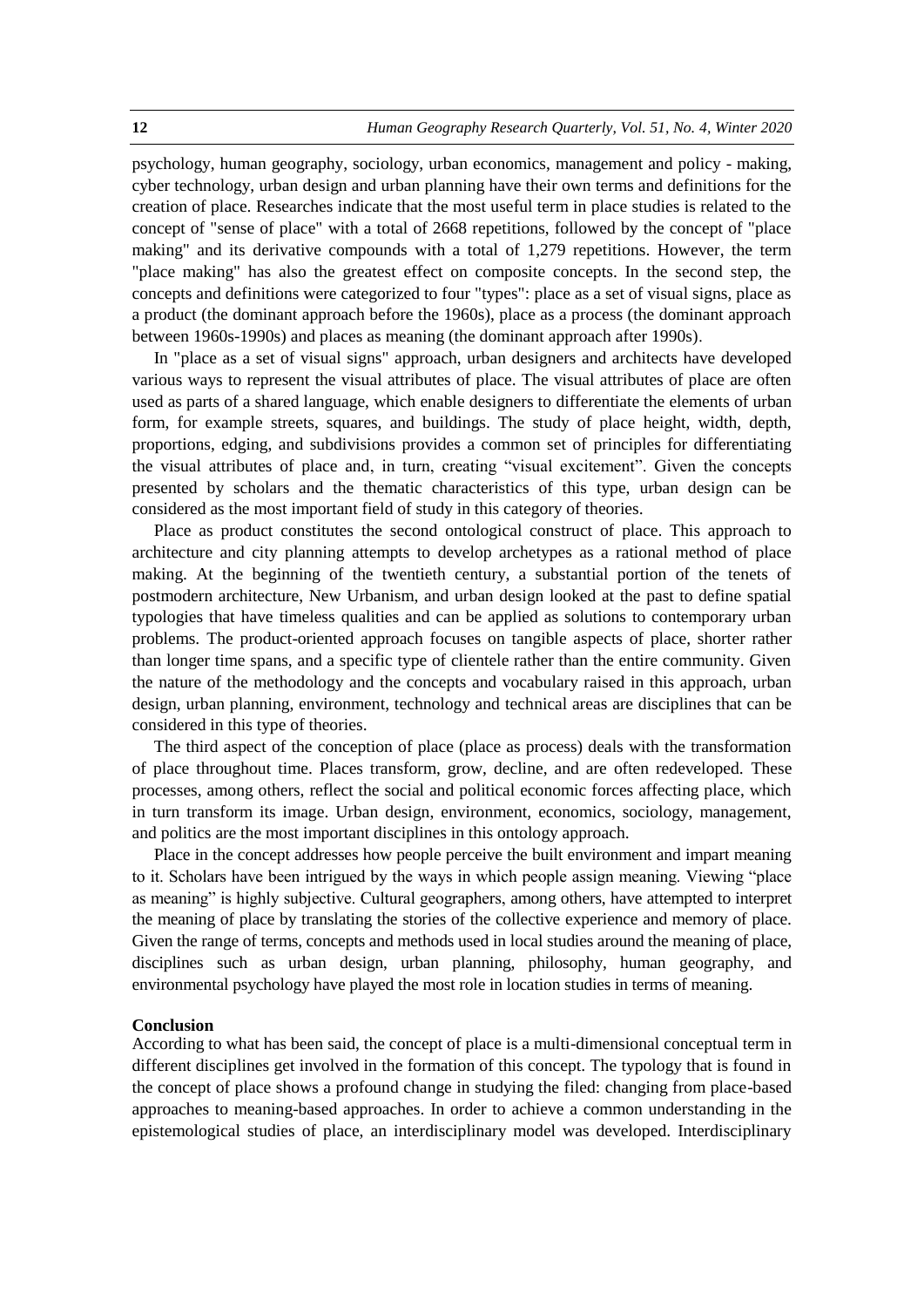psychology, human geography, sociology, urban economics, management and policy - making, cyber technology, urban design and urban planning have their own terms and definitions for the creation of place. Researches indicate that the most useful term in place studies is related to the concept of "sense of place" with a total of 2668 repetitions, followed by the concept of "place making" and its derivative compounds with a total of 1,279 repetitions. However, the term "place making" has also the greatest effect on composite concepts. In the second step, the concepts and definitions were categorized to four "types": place as a set of visual signs, place as a product (the dominant approach before the 1960s), place as a process (the dominant approach between 1960s-1990s) and places as meaning (the dominant approach after 1990s).

In "place as a set of visual signs" approach, urban designers and architects have developed various ways to represent the visual attributes of place. The visual attributes of place are often used as parts of a shared language, which enable designers to differentiate the elements of urban form, for example streets, squares, and buildings. The study of place height, width, depth, proportions, edging, and subdivisions provides a common set of principles for differentiating the visual attributes of place and, in turn, creating "visual excitement". Given the concepts presented by scholars and the thematic characteristics of this type, urban design can be considered as the most important field of study in this category of theories.

Place as product constitutes the second ontological construct of place. This approach to architecture and city planning attempts to develop archetypes as a rational method of place making. At the beginning of the twentieth century, a substantial portion of the tenets of postmodern architecture, New Urbanism, and urban design looked at the past to define spatial typologies that have timeless qualities and can be applied as solutions to contemporary urban problems. The product-oriented approach focuses on tangible aspects of place, shorter rather than longer time spans, and a specific type of clientele rather than the entire community. Given the nature of the methodology and the concepts and vocabulary raised in this approach, urban design, urban planning, environment, technology and technical areas are disciplines that can be considered in this type of theories.

The third aspect of the conception of place (place as process) deals with the transformation of place throughout time. Places transform, grow, decline, and are often redeveloped. These processes, among others, reflect the social and political economic forces affecting place, which in turn transform its image. Urban design, environment, economics, sociology, management, and politics are the most important disciplines in this ontology approach.

Place in the concept addresses how people perceive the built environment and impart meaning to it. Scholars have been intrigued by the ways in which people assign meaning. Viewing "place as meaning" is highly subjective. Cultural geographers, among others, have attempted to interpret the meaning of place by translating the stories of the collective experience and memory of place. Given the range of terms, concepts and methods used in local studies around the meaning of place, disciplines such as urban design, urban planning, philosophy, human geography, and environmental psychology have played the most role in location studies in terms of meaning.

**Conclusion**

According to what has been said, the concept of place is a multi-dimensional conceptual term in different disciplines get involved in the formation of this concept. The typology that is found in the concept of place shows a profound change in studying the filed: changing from place-based approaches to meaning-based approaches. In order to achieve a common understanding in the epistemological studies of place, an interdisciplinary model was developed. Interdisciplinary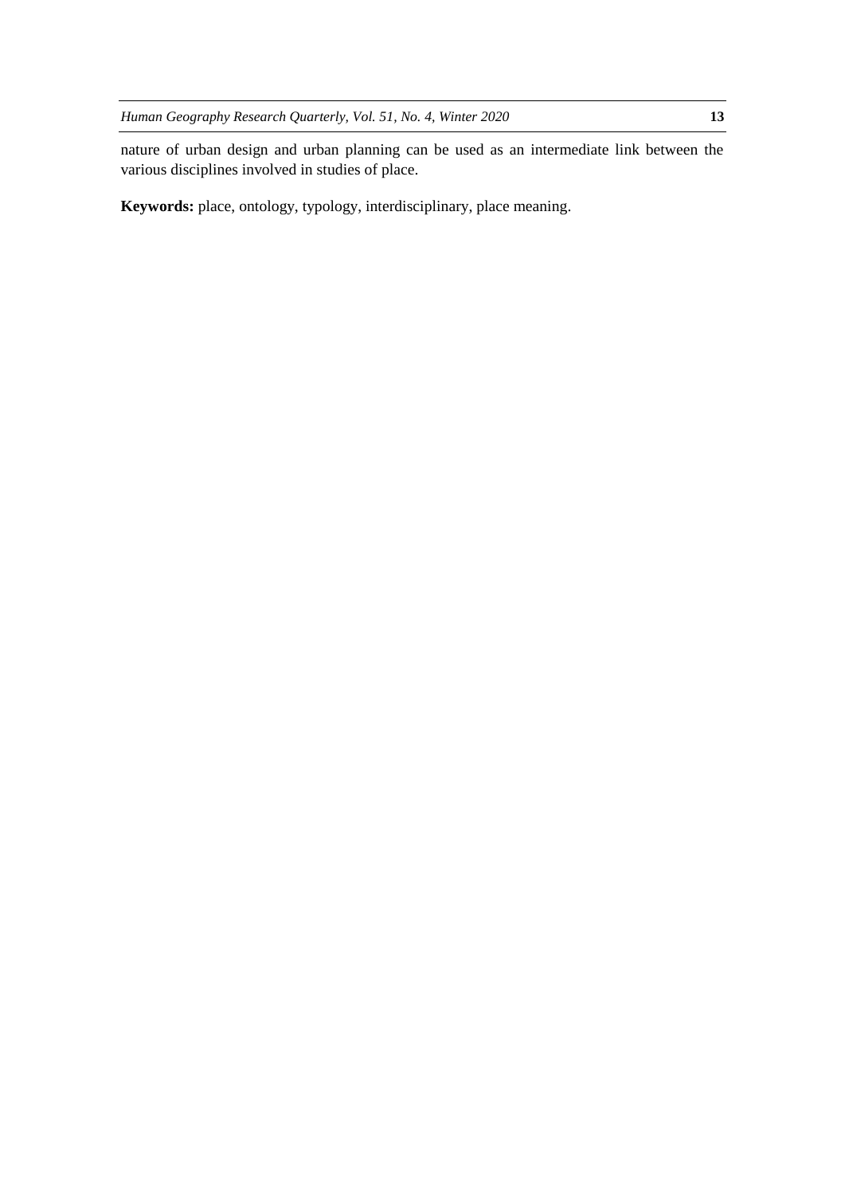nature of urban design and urban planning can be used as an intermediate link between the various disciplines involved in studies of place.

**Keywords:** place, ontology, typology, interdisciplinary, place meaning.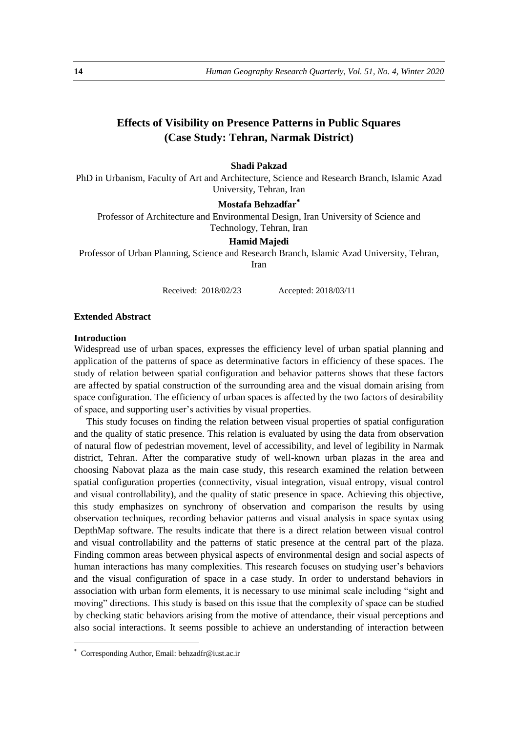# Effects of Visibility on Presence Patterns in Public Squares (Case Study: Tehran, Narmak District)

**Shadi Pakzad**

PhD in Urbanism, Faculty of Art and Architecture, Science and Research Branch, Islamic Azad University, Tehran, Iran

**Mostafa Behzadfar***

Professor of Architecture and Environmental Design, Iran University of Science and Technology, Tehran, Iran

**Hamid Majedi**

Professor of Urban Planning, Science and Research Branch, Islamic Azad University, Tehran, Iran

Received: 2018/02/23 Accepted: 2018/03/11

## Extended Abstract

### Introduction

Widespread use of urban spaces, expresses the efficiency level of urban spatial planning and application of the patterns of space as determinative factors in efficiency of these spaces. The study of relation between spatial configuration and behavior patterns shows that these factors are affected by spatial construction of the surrounding area and the visual domain arising from space configuration. The efficiency of urban spaces is affected by the two factors of desirability of space, and supporting user's activities by visual properties.

This study focuses on finding the relation between visual properties of spatial configuration and the quality of static presence. This relation is evaluated by using the data from observation of natural flow of pedestrian movement, level of accessibility, and level of legibility in Narmak district, Tehran. After the comparative study of well-known urban plazas in the area and choosing Nabovat plaza as the main case study, this research examined the relation between spatial configuration properties (connectivity, visual integration, visual entropy, visual control and visual controllability), and the quality of static presence in space. Achieving this objective, this study emphasizes on synchrony of observation and comparison the results by using observation techniques, recording behavior patterns and visual analysis in space syntax using DepthMap software. The results indicate that there is a direct relation between visual control and visual controllability and the patterns of static presence at the central part of the plaza. Finding common areas between physical aspects of environmental design and social aspects of human interactions has many complexities. This research focuses on studying user's behaviors and the visual configuration of space in a case study. In order to understand behaviors in association with urban form elements, it is necessary to use minimal scale including "sight and moving" directions. This study is based on this issue that the complexity of space can be studied by checking static behaviors arising from the motive of attendance, their visual perceptions and also social interactions. It seems possible to achieve an understanding of interaction between

---

* Corresponding Author, Email: behzadfr@iust.ac.ir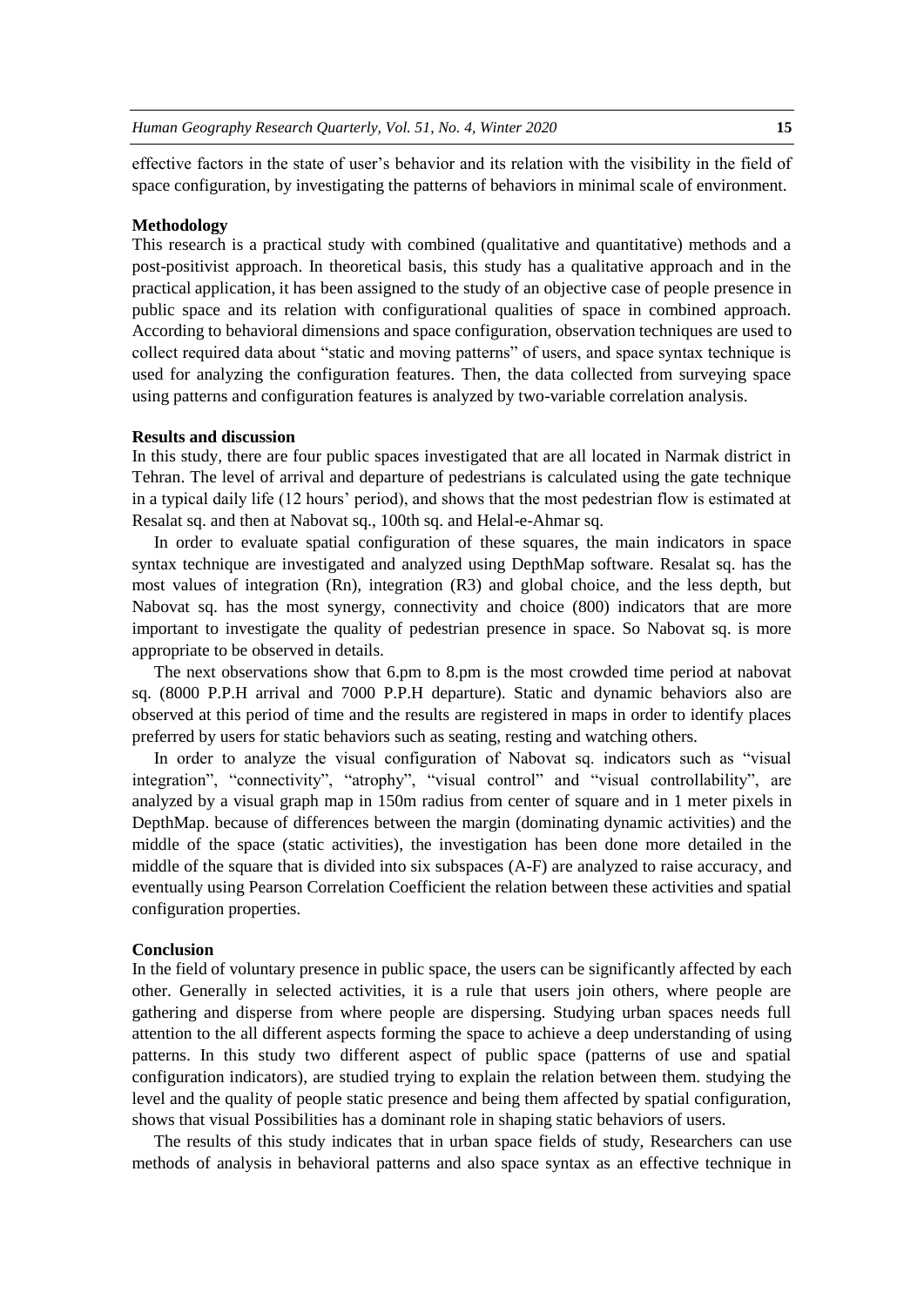effective factors in the state of user's behavior and its relation with the visibility in the field of space configuration, by investigating the patterns of behaviors in minimal scale of environment.

**Methodology**

This research is a practical study with combined (qualitative and quantitative) methods and a post-positivist approach. In theoretical basis, this study has a qualitative approach and in the practical application, it has been assigned to the study of an objective case of people presence in public space and its relation with configurational qualities of space in combined approach. According to behavioral dimensions and space configuration, observation techniques are used to collect required data about "static and moving patterns" of users, and space syntax technique is used for analyzing the configuration features. Then, the data collected from surveying space using patterns and configuration features is analyzed by two-variable correlation analysis.

**Results and discussion**

In this study, there are four public spaces investigated that are all located in Narmak district in Tehran. The level of arrival and departure of pedestrians is calculated using the gate technique in a typical daily life (12 hours' period), and shows that the most pedestrian flow is estimated at Resalat sq. and then at Nabovat sq., 100th sq. and Helal-e-Ahmar sq.

In order to evaluate spatial configuration of these squares, the main indicators in space syntax technique are investigated and analyzed using DepthMap software. Resalat sq. has the most values of integration (Rn), integration (R3) and global choice, and the less depth, but Nabovat sq. has the most synergy, connectivity and choice (800) indicators that are more important to investigate the quality of pedestrian presence in space. So Nabovat sq. is more appropriate to be observed in details.

The next observations show that 6.pm to 8.pm is the most crowded time period at nabovat sq. (8000 P.P.H arrival and 7000 P.P.H departure). Static and dynamic behaviors also are observed at this period of time and the results are registered in maps in order to identify places preferred by users for static behaviors such as seating, resting and watching others.

In order to analyze the visual configuration of Nabovat sq. indicators such as "visual integration", "connectivity", "atrophy", "visual control" and "visual controllability", are analyzed by a visual graph map in 150m radius from center of square and in 1 meter pixels in DepthMap. because of differences between the margin (dominating dynamic activities) and the middle of the space (static activities), the investigation has been done more detailed in the middle of the square that is divided into six subspaces (A-F) are analyzed to raise accuracy, and eventually using Pearson Correlation Coefficient the relation between these activities and spatial configuration properties.

**Conclusion**

In the field of voluntary presence in public space, the users can be significantly affected by each other. Generally in selected activities, it is a rule that users join others, where people are gathering and disperse from where people are dispersing. Studying urban spaces needs full attention to the all different aspects forming the space to achieve a deep understanding of using patterns. In this study two different aspect of public space (patterns of use and spatial configuration indicators), are studied trying to explain the relation between them. studying the level and the quality of people static presence and being them affected by spatial configuration, shows that visual Possibilities has a dominant role in shaping static behaviors of users.

The results of this study indicates that in urban space fields of study, Researchers can use methods of analysis in behavioral patterns and also space syntax as an effective technique in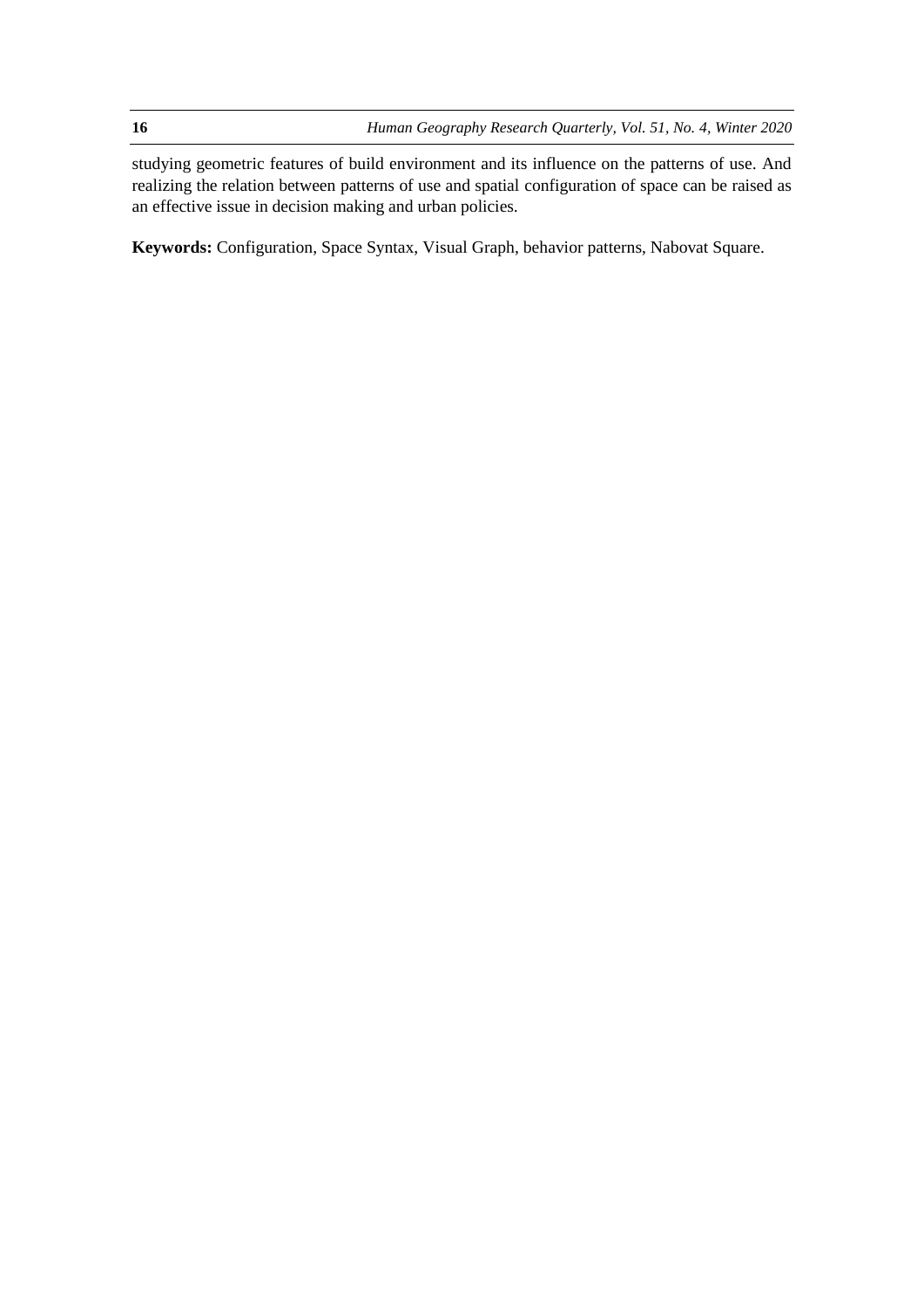studying geometric features of build environment and its influence on the patterns of use. And realizing the relation between patterns of use and spatial configuration of space can be raised as an effective issue in decision making and urban policies.

**Keywords:** Configuration, Space Syntax, Visual Graph, behavior patterns, Nabovat Square.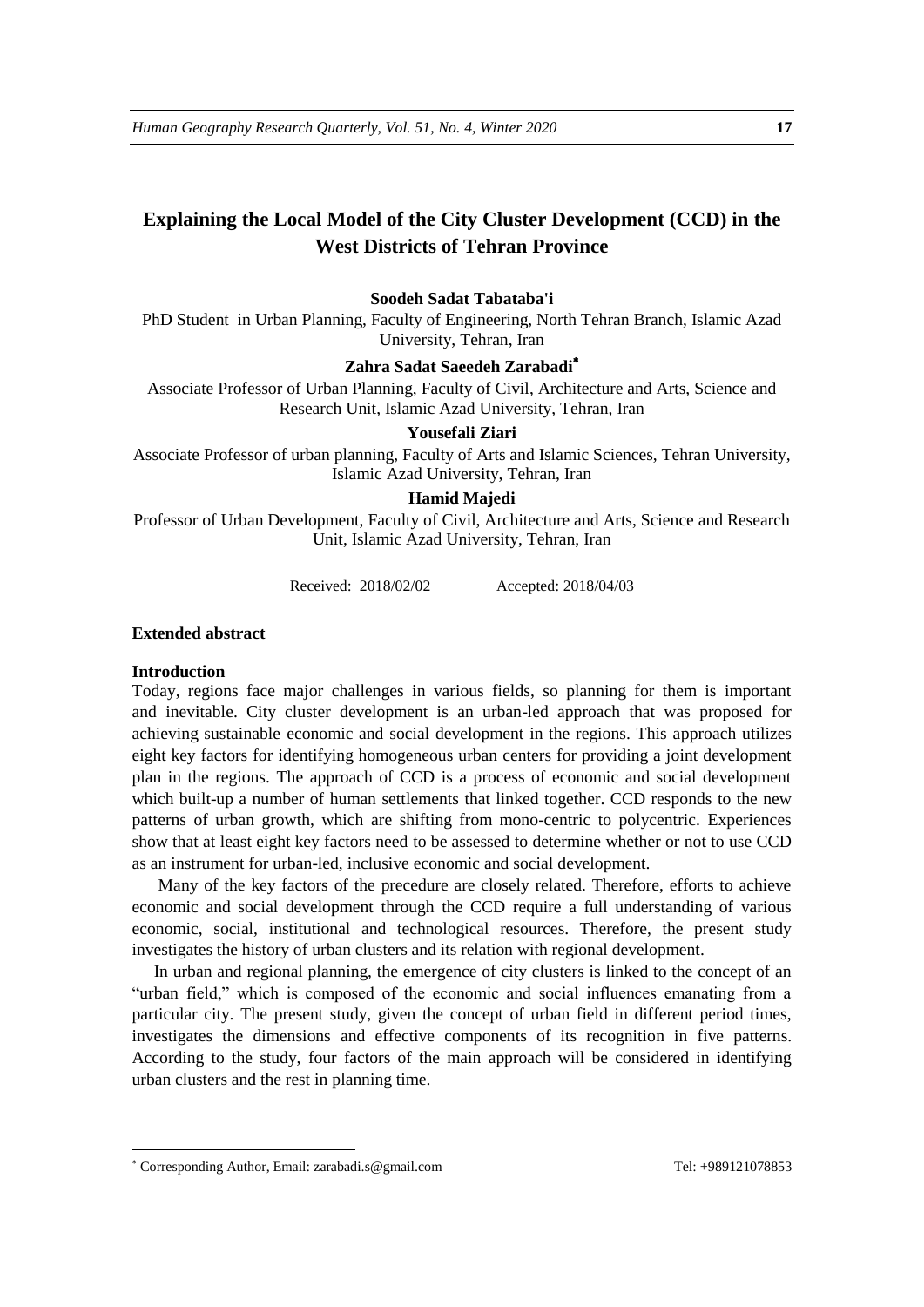# Explaining the Local Model of the City Cluster Development (CCD) in the West Districts of Tehran Province

**Soodeh Sadat Tabataba'i**

PhD Student in Urban Planning, Faculty of Engineering, North Tehran Branch, Islamic Azad University, Tehran, Iran

**Zahra Sadat Saeedeh Zarabadi**[*]

Associate Professor of Urban Planning, Faculty of Civil, Architecture and Arts, Science and Research Unit, Islamic Azad University, Tehran, Iran

**Yousefali Ziari**

Associate Professor of urban planning, Faculty of Arts and Islamic Sciences, Tehran University, Islamic Azad University, Tehran, Iran

**Hamid Majedi**

Professor of Urban Development, Faculty of Civil, Architecture and Arts, Science and Research Unit, Islamic Azad University, Tehran, Iran

Received: 2018/02/02 Accepted: 2018/04/03

## Extended abstract

### Introduction

Today, regions face major challenges in various fields, so planning for them is important and inevitable. City cluster development is an urban-led approach that was proposed for achieving sustainable economic and social development in the regions. This approach utilizes eight key factors for identifying homogeneous urban centers for providing a joint development plan in the regions. The approach of CCD is a process of economic and social development which built-up a number of human settlements that linked together. CCD responds to the new patterns of urban growth, which are shifting from mono-centric to polycentric. Experiences show that at least eight key factors need to be assessed to determine whether or not to use CCD as an instrument for urban-led, inclusive economic and social development.

Many of the key factors of the precedure are closely related. Therefore, efforts to achieve economic and social development through the CCD require a full understanding of various economic, social, institutional and technological resources. Therefore, the present study investigates the history of urban clusters and its relation with regional development.

In urban and regional planning, the emergence of city clusters is linked to the concept of an "urban field," which is composed of the economic and social influences emanating from a particular city. The present study, given the concept of urban field in different period times, investigates the dimensions and effective components of its recognition in five patterns. According to the study, four factors of the main approach will be considered in identifying urban clusters and the rest in planning time.

---

[*] Corresponding Author, Email: zarabadi.s@gmail.com Tel: +989121078853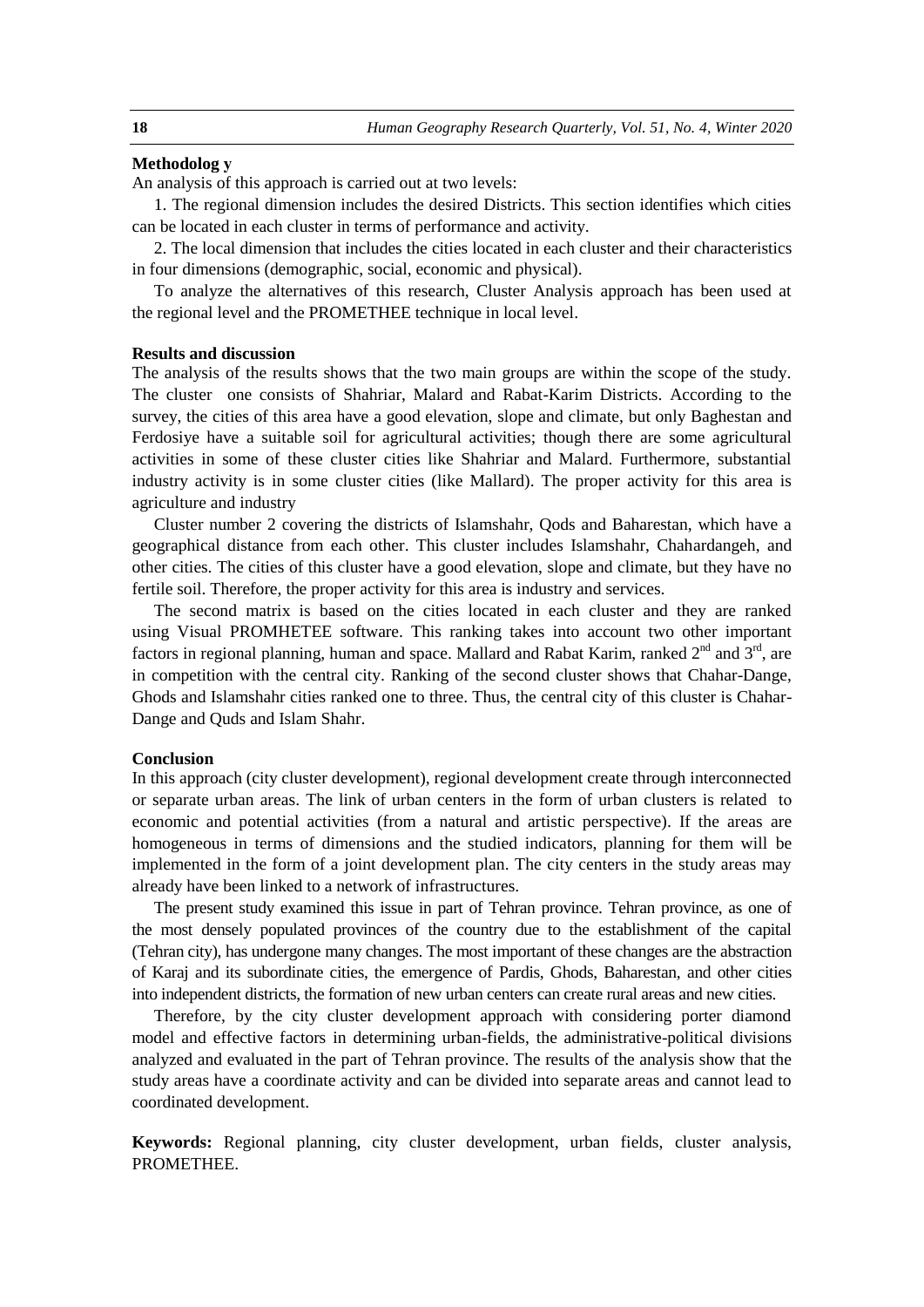**Methodolog y**

An analysis of this approach is carried out at two levels:

1. The regional dimension includes the desired Districts. This section identifies which cities can be located in each cluster in terms of performance and activity.

2. The local dimension that includes the cities located in each cluster and their characteristics in four dimensions (demographic, social, economic and physical).

To analyze the alternatives of this research, Cluster Analysis approach has been used at the regional level and the PROMETHEE technique in local level.

**Results and discussion**

The analysis of the results shows that the two main groups are within the scope of the study. The cluster one consists of Shahriar, Malard and Rabat-Karim Districts. According to the survey, the cities of this area have a good elevation, slope and climate, but only Baghestan and Ferdosiye have a suitable soil for agricultural activities; though there are some agricultural activities in some of these cluster cities like Shahriar and Malard. Furthermore, substantial industry activity is in some cluster cities (like Mallard). The proper activity for this area is agriculture and industry

Cluster number 2 covering the districts of Islamshahr, Qods and Baharestan, which have a geographical distance from each other. This cluster includes Islamshahr, Chahardangeh, and other cities. The cities of this cluster have a good elevation, slope and climate, but they have no fertile soil. Therefore, the proper activity for this area is industry and services.

The second matrix is based on the cities located in each cluster and they are ranked using Visual PROMHETEE software. This ranking takes into account two other important factors in regional planning, human and space. Mallard and Rabat Karim, ranked 2nd and 3rd, are in competition with the central city. Ranking of the second cluster shows that Chahar-Dange, Ghods and Islamshahr cities ranked one to three. Thus, the central city of this cluster is Chahar-Dange and Quds and Islam Shahr.

**Conclusion**

In this approach (city cluster development), regional development create through interconnected or separate urban areas. The link of urban centers in the form of urban clusters is related to economic and potential activities (from a natural and artistic perspective). If the areas are homogeneous in terms of dimensions and the studied indicators, planning for them will be implemented in the form of a joint development plan. The city centers in the study areas may already have been linked to a network of infrastructures.

The present study examined this issue in part of Tehran province. Tehran province, as one of the most densely populated provinces of the country due to the establishment of the capital (Tehran city), has undergone many changes. The most important of these changes are the abstraction of Karaj and its subordinate cities, the emergence of Pardis, Ghods, Baharestan, and other cities into independent districts, the formation of new urban centers can create rural areas and new cities.

Therefore, by the city cluster development approach with considering porter diamond model and effective factors in determining urban-fields, the administrative-political divisions analyzed and evaluated in the part of Tehran province. The results of the analysis show that the study areas have a coordinate activity and can be divided into separate areas and cannot lead to coordinated development.

**Keywords:** Regional planning, city cluster development, urban fields, cluster analysis, PROMETHEE.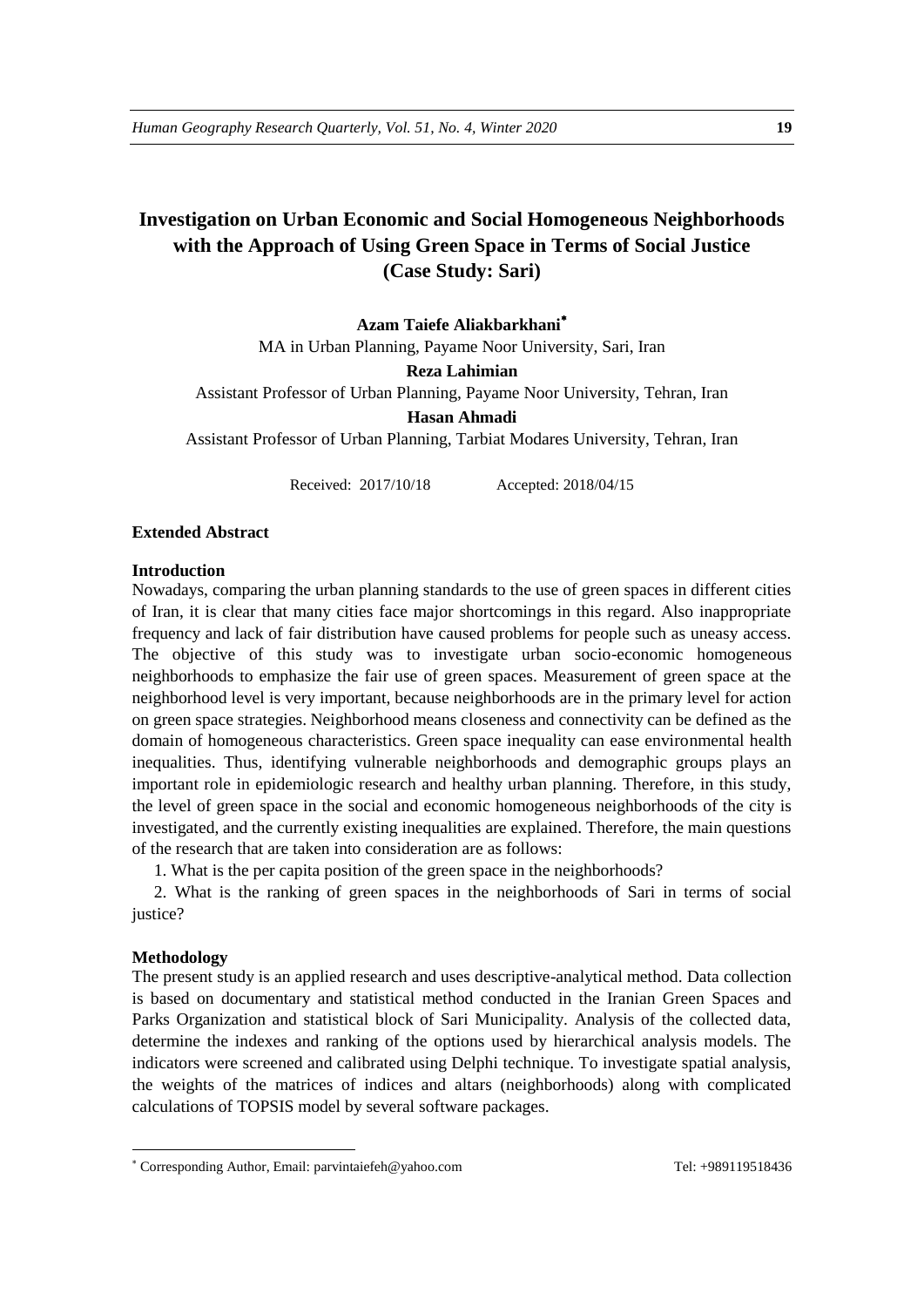# Investigation on Urban Economic and Social Homogeneous Neighborhoods with the Approach of Using Green Space in Terms of Social Justice (Case Study: Sari)

**Azam Taiefe Aliakbarkhani**[*]

MA in Urban Planning, Payame Noor University, Sari, Iran

**Reza Lahimian**

Assistant Professor of Urban Planning, Payame Noor University, Tehran, Iran

**Hasan Ahmadi**

Assistant Professor of Urban Planning, Tarbiat Modares University, Tehran, Iran

Received: 2017/10/18 Accepted: 2018/04/15

## Extended Abstract

### Introduction

Nowadays, comparing the urban planning standards to the use of green spaces in different cities of Iran, it is clear that many cities face major shortcomings in this regard. Also inappropriate frequency and lack of fair distribution have caused problems for people such as uneasy access. The objective of this study was to investigate urban socio-economic homogeneous neighborhoods to emphasize the fair use of green spaces. Measurement of green space at the neighborhood level is very important, because neighborhoods are in the primary level for action on green space strategies. Neighborhood means closeness and connectivity can be defined as the domain of homogeneous characteristics. Green space inequality can ease environmental health inequalities. Thus, identifying vulnerable neighborhoods and demographic groups plays an important role in epidemiologic research and healthy urban planning. Therefore, in this study, the level of green space in the social and economic homogeneous neighborhoods of the city is investigated, and the currently existing inequalities are explained. Therefore, the main questions of the research that are taken into consideration are as follows:

1. What is the per capita position of the green space in the neighborhoods?

2. What is the ranking of green spaces in the neighborhoods of Sari in terms of social justice?

### Methodology

The present study is an applied research and uses descriptive-analytical method. Data collection is based on documentary and statistical method conducted in the Iranian Green Spaces and Parks Organization and statistical block of Sari Municipality. Analysis of the collected data, determine the indexes and ranking of the options used by hierarchical analysis models. The indicators were screened and calibrated using Delphi technique. To investigate spatial analysis, the weights of the matrices of indices and altars (neighborhoods) along with complicated calculations of TOPSIS model by several software packages.

---

[*] Corresponding Author, Email: parvintaiefeh@yahoo.com Tel: +989119518436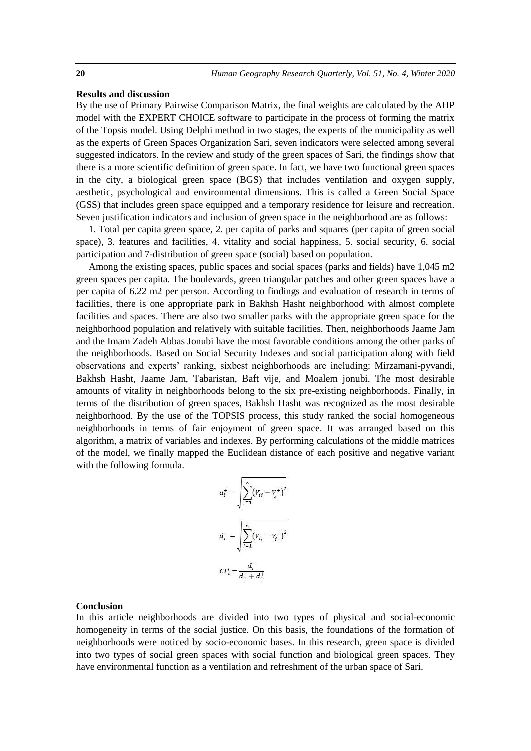## Results and discussion

By the use of Primary Pairwise Comparison Matrix, the final weights are calculated by the AHP model with the EXPERT CHOICE software to participate in the process of forming the matrix of the Topsis model. Using Delphi method in two stages, the experts of the municipality as well as the experts of Green Spaces Organization Sari, seven indicators were selected among several suggested indicators. In the review and study of the green spaces of Sari, the findings show that there is a more scientific definition of green space. In fact, we have two functional green spaces in the city, a biological green space (BGS) that includes ventilation and oxygen supply, aesthetic, psychological and environmental dimensions. This is called a Green Social Space (GSS) that includes green space equipped and a temporary residence for leisure and recreation. Seven justification indicators and inclusion of green space in the neighborhood are as follows:

1. Total per capita green space, 2. per capita of parks and squares (per capita of green social space), 3. features and facilities, 4. vitality and social happiness, 5. social security, 6. social participation and 7-distribution of green space (social) based on population.

Among the existing spaces, public spaces and social spaces (parks and fields) have 1,045 m2 green spaces per capita. The boulevards, green triangular patches and other green spaces have a per capita of 6.22 m2 per person. According to findings and evaluation of research in terms of facilities, there is one appropriate park in Bakhsh Hasht neighborhood with almost complete facilities and spaces. There are also two smaller parks with the appropriate green space for the neighborhood population and relatively with suitable facilities. Then, neighborhoods Jaame Jam and the Imam Zadeh Abbas Jonubi have the most favorable conditions among the other parks of the neighborhoods. Based on Social Security Indexes and social participation along with field observations and experts' ranking, sixbest neighborhoods are including: Mirzamani-pyvandi, Bakhsh Hasht, Jaame Jam, Tabaristan, Baft vije, and Moalem jonubi. The most desirable amounts of vitality in neighborhoods belong to the six pre-existing neighborhoods. Finally, in terms of the distribution of green spaces, Bakhsh Hasht was recognized as the most desirable neighborhood. By the use of the TOPSIS process, this study ranked the social homogeneous neighborhoods in terms of fair enjoyment of green space. It was arranged based on this algorithm, a matrix of variables and indexes. By performing calculations of the middle matrices of the model, we finally mapped the Euclidean distance of each positive and negative variant with the following formula.

$$d_i^+ = \sqrt{\sum_{j=1}^{n}\left(V_{ij} - V_j^+\right)^2}$$

$$d_i^- = \sqrt{\sum_{j=1}^{n}\left(V_{ij} - V_j^-\right)^2}$$

$$CL_i^* = \frac{d_i^-}{d_i^- + d_i^+}$$

## Conclusion

In this article neighborhoods are divided into two types of physical and social-economic homogeneity in terms of the social justice. On this basis, the foundations of the formation of neighborhoods were noticed by socio-economic bases. In this research, green space is divided into two types of social green spaces with social function and biological green spaces. They have environmental function as a ventilation and refreshment of the urban space of Sari.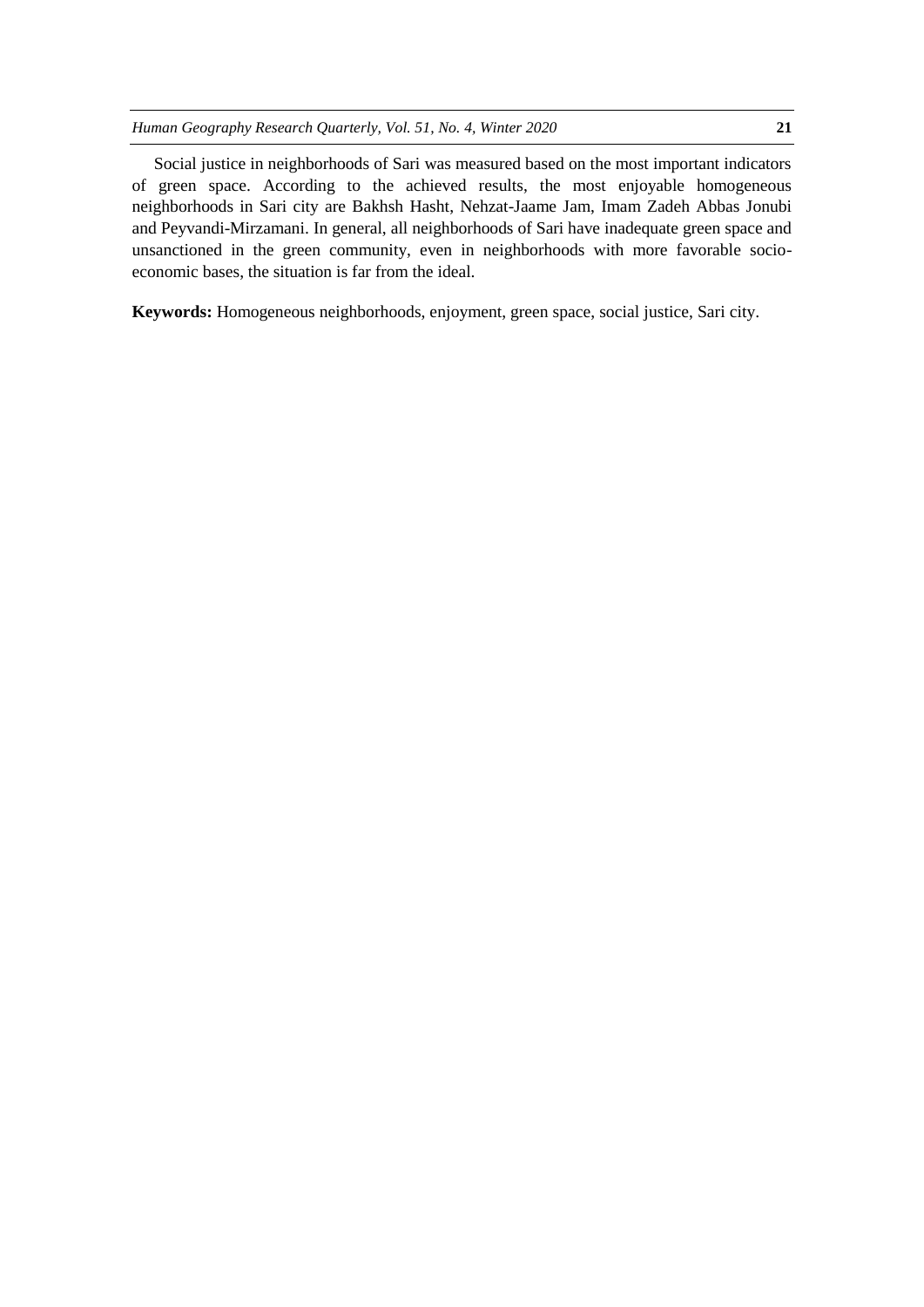Social justice in neighborhoods of Sari was measured based on the most important indicators of green space. According to the achieved results, the most enjoyable homogeneous neighborhoods in Sari city are Bakhsh Hasht, Nehzat-Jaame Jam, Imam Zadeh Abbas Jonubi and Peyvandi-Mirzamani. In general, all neighborhoods of Sari have inadequate green space and unsanctioned in the green community, even in neighborhoods with more favorable socio-economic bases, the situation is far from the ideal.

**Keywords:** Homogeneous neighborhoods, enjoyment, green space, social justice, Sari city.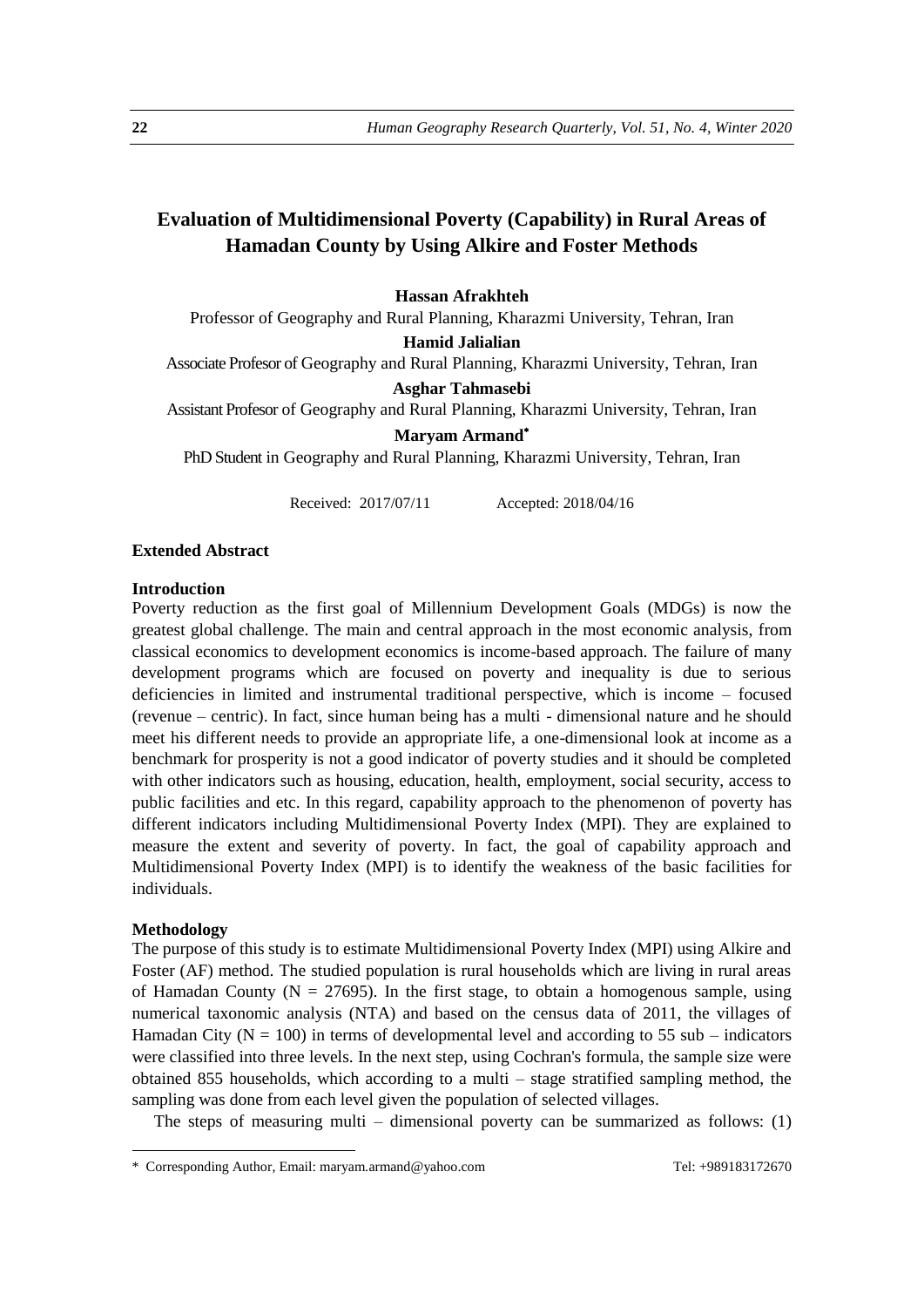# Evaluation of Multidimensional Poverty (Capability) in Rural Areas of Hamadan County by Using Alkire and Foster Methods

**Hassan Afrakhteh**

Professor of Geography and Rural Planning, Kharazmi University, Tehran, Iran

**Hamid Jalialian**

Associate Profesor of Geography and Rural Planning, Kharazmi University, Tehran, Iran

**Asghar Tahmasebi**

Assistant Profesor of Geography and Rural Planning, Kharazmi University, Tehran, Iran

**Maryam Armand***

PhD Student in Geography and Rural Planning, Kharazmi University, Tehran, Iran

Received: 2017/07/11 Accepted: 2018/04/16

**Extended Abstract**

**Introduction**

Poverty reduction as the first goal of Millennium Development Goals (MDGs) is now the greatest global challenge. The main and central approach in the most economic analysis, from classical economics to development economics is income-based approach. The failure of many development programs which are focused on poverty and inequality is due to serious deficiencies in limited and instrumental traditional perspective, which is income – focused (revenue – centric). In fact, since human being has a multi - dimensional nature and he should meet his different needs to provide an appropriate life, a one-dimensional look at income as a benchmark for prosperity is not a good indicator of poverty studies and it should be completed with other indicators such as housing, education, health, employment, social security, access to public facilities and etc. In this regard, capability approach to the phenomenon of poverty has different indicators including Multidimensional Poverty Index (MPI). They are explained to measure the extent and severity of poverty. In fact, the goal of capability approach and Multidimensional Poverty Index (MPI) is to identify the weakness of the basic facilities for individuals.

**Methodology**

The purpose of this study is to estimate Multidimensional Poverty Index (MPI) using Alkire and Foster (AF) method. The studied population is rural households which are living in rural areas of Hamadan County (N = 27695). In the first stage, to obtain a homogenous sample, using numerical taxonomic analysis (NTA) and based on the census data of 2011, the villages of Hamadan City (N = 100) in terms of developmental level and according to 55 sub – indicators were classified into three levels. In the next step, using Cochran's formula, the sample size were obtained 855 households, which according to a multi – stage stratified sampling method, the sampling was done from each level given the population of selected villages.

The steps of measuring multi – dimensional poverty can be summarized as follows: (1)

---

* Corresponding Author, Email: maryam.armand@yahoo.com Tel: +989183172670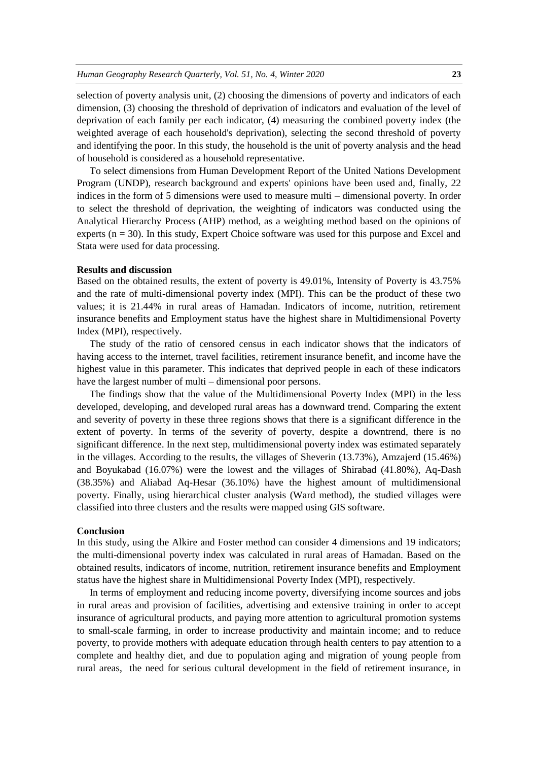selection of poverty analysis unit, (2) choosing the dimensions of poverty and indicators of each dimension, (3) choosing the threshold of deprivation of indicators and evaluation of the level of deprivation of each family per each indicator, (4) measuring the combined poverty index (the weighted average of each household's deprivation), selecting the second threshold of poverty and identifying the poor. In this study, the household is the unit of poverty analysis and the head of household is considered as a household representative.

To select dimensions from Human Development Report of the United Nations Development Program (UNDP), research background and experts' opinions have been used and, finally, 22 indices in the form of 5 dimensions were used to measure multi – dimensional poverty. In order to select the threshold of deprivation, the weighting of indicators was conducted using the Analytical Hierarchy Process (AHP) method, as a weighting method based on the opinions of experts (n = 30). In this study, Expert Choice software was used for this purpose and Excel and Stata were used for data processing.

**Results and discussion**

Based on the obtained results, the extent of poverty is 49.01%, Intensity of Poverty is 43.75% and the rate of multi-dimensional poverty index (MPI). This can be the product of these two values; it is 21.44% in rural areas of Hamadan. Indicators of income, nutrition, retirement insurance benefits and Employment status have the highest share in Multidimensional Poverty Index (MPI), respectively.

The study of the ratio of censored census in each indicator shows that the indicators of having access to the internet, travel facilities, retirement insurance benefit, and income have the highest value in this parameter. This indicates that deprived people in each of these indicators have the largest number of multi – dimensional poor persons.

The findings show that the value of the Multidimensional Poverty Index (MPI) in the less developed, developing, and developed rural areas has a downward trend. Comparing the extent and severity of poverty in these three regions shows that there is a significant difference in the extent of poverty. In terms of the severity of poverty, despite a downtrend, there is no significant difference. In the next step, multidimensional poverty index was estimated separately in the villages. According to the results, the villages of Sheverin (13.73%), Amzajerd (15.46%) and Boyukabad (16.07%) were the lowest and the villages of Shirabad (41.80%), Aq-Dash (38.35%) and Aliabad Aq-Hesar (36.10%) have the highest amount of multidimensional poverty. Finally, using hierarchical cluster analysis (Ward method), the studied villages were classified into three clusters and the results were mapped using GIS software.

**Conclusion**

In this study, using the Alkire and Foster method can consider 4 dimensions and 19 indicators; the multi-dimensional poverty index was calculated in rural areas of Hamadan. Based on the obtained results, indicators of income, nutrition, retirement insurance benefits and Employment status have the highest share in Multidimensional Poverty Index (MPI), respectively.

In terms of employment and reducing income poverty, diversifying income sources and jobs in rural areas and provision of facilities, advertising and extensive training in order to accept insurance of agricultural products, and paying more attention to agricultural promotion systems to small-scale farming, in order to increase productivity and maintain income; and to reduce poverty, to provide mothers with adequate education through health centers to pay attention to a complete and healthy diet, and due to population aging and migration of young people from rural areas, the need for serious cultural development in the field of retirement insurance, in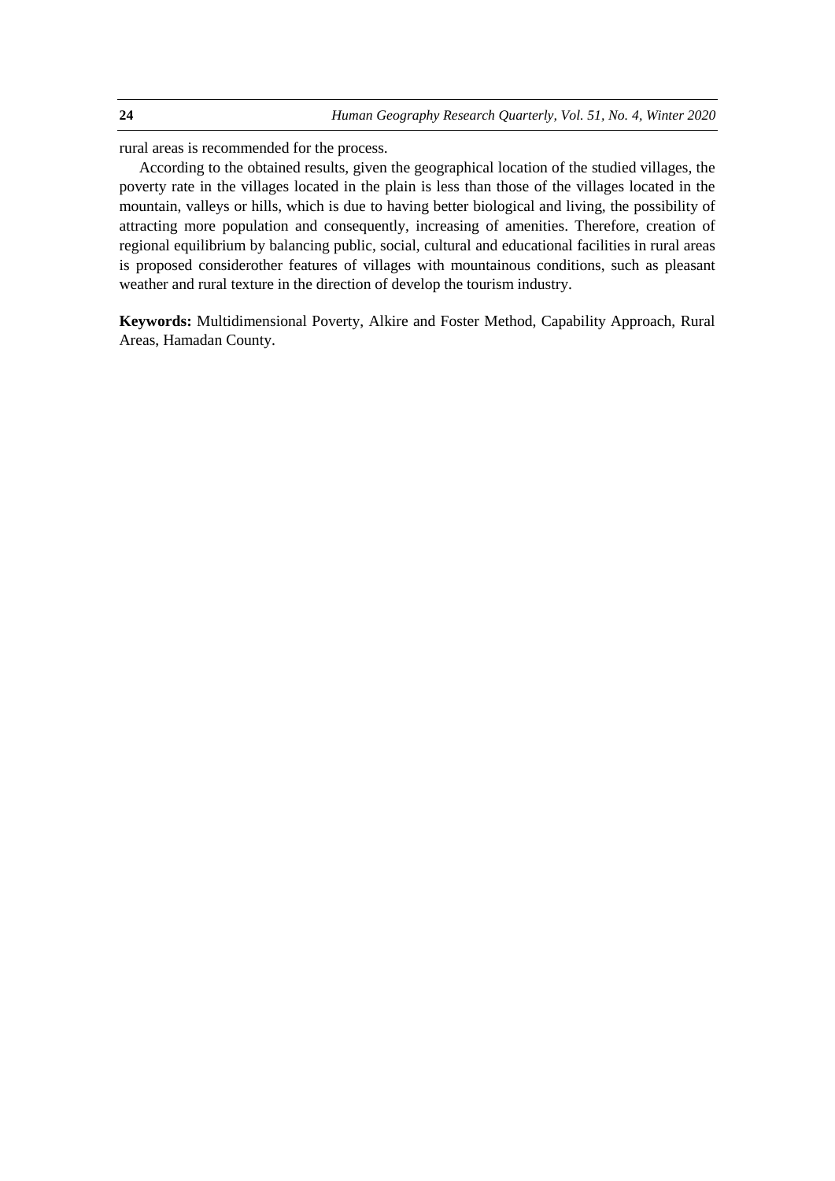rural areas is recommended for the process.

According to the obtained results, given the geographical location of the studied villages, the poverty rate in the villages located in the plain is less than those of the villages located in the mountain, valleys or hills, which is due to having better biological and living, the possibility of attracting more population and consequently, increasing of amenities. Therefore, creation of regional equilibrium by balancing public, social, cultural and educational facilities in rural areas is proposed considerother features of villages with mountainous conditions, such as pleasant weather and rural texture in the direction of develop the tourism industry.

**Keywords:** Multidimensional Poverty, Alkire and Foster Method, Capability Approach, Rural Areas, Hamadan County.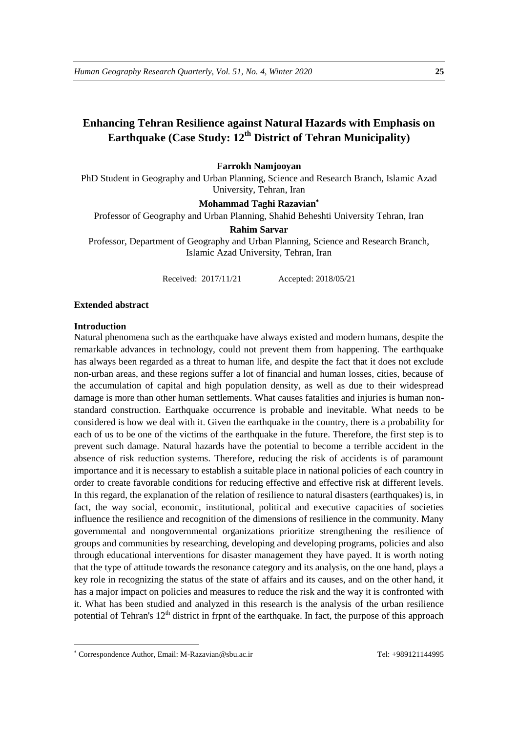# Enhancing Tehran Resilience against Natural Hazards with Emphasis on Earthquake (Case Study: 12th District of Tehran Municipality)

**Farrokh Namjooyan**

PhD Student in Geography and Urban Planning, Science and Research Branch, Islamic Azad University, Tehran, Iran

**Mohammad Taghi Razavian***

Professor of Geography and Urban Planning, Shahid Beheshti University Tehran, Iran

**Rahim Sarvar**

Professor, Department of Geography and Urban Planning, Science and Research Branch, Islamic Azad University, Tehran, Iran

Received: 2017/11/21 Accepted: 2018/05/21

## Extended abstract

### Introduction

Natural phenomena such as the earthquake have always existed and modern humans, despite the remarkable advances in technology, could not prevent them from happening. The earthquake has always been regarded as a threat to human life, and despite the fact that it does not exclude non-urban areas, and these regions suffer a lot of financial and human losses, cities, because of the accumulation of capital and high population density, as well as due to their widespread damage is more than other human settlements. What causes fatalities and injuries is human non-standard construction. Earthquake occurrence is probable and inevitable. What needs to be considered is how we deal with it. Given the earthquake in the country, there is a probability for each of us to be one of the victims of the earthquake in the future. Therefore, the first step is to prevent such damage. Natural hazards have the potential to become a terrible accident in the absence of risk reduction systems. Therefore, reducing the risk of accidents is of paramount importance and it is necessary to establish a suitable place in national policies of each country in order to create favorable conditions for reducing effective and effective risk at different levels. In this regard, the explanation of the relation of resilience to natural disasters (earthquakes) is, in fact, the way social, economic, institutional, political and executive capacities of societies influence the resilience and recognition of the dimensions of resilience in the community. Many governmental and nongovernmental organizations prioritize strengthening the resilience of groups and communities by researching, developing and developing programs, policies and also through educational interventions for disaster management they have payed. It is worth noting that the type of attitude towards the resonance category and its analysis, on the one hand, plays a key role in recognizing the status of the state of affairs and its causes, and on the other hand, it has a major impact on policies and measures to reduce the risk and the way it is confronted with it. What has been studied and analyzed in this research is the analysis of the urban resilience potential of Tehran's 12th district in frpnt of the earthquake. In fact, the purpose of this approach

---

* Correspondence Author, Email: M-Razavian@sbu.ac.ir Tel: +989121144995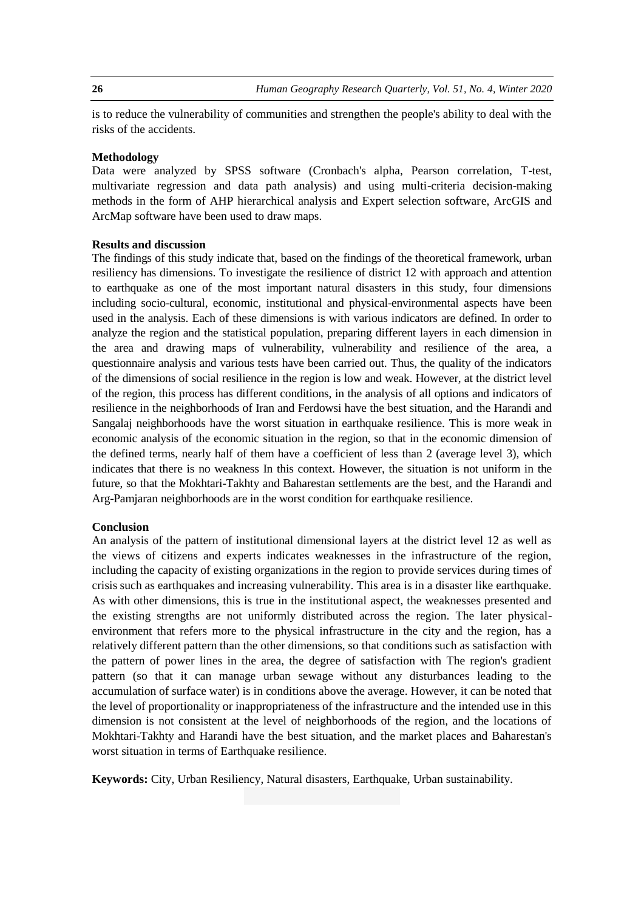is to reduce the vulnerability of communities and strengthen the people's ability to deal with the risks of the accidents.

**Methodology**

Data were analyzed by SPSS software (Cronbach's alpha, Pearson correlation, T-test, multivariate regression and data path analysis) and using multi-criteria decision-making methods in the form of AHP hierarchical analysis and Expert selection software, ArcGIS and ArcMap software have been used to draw maps.

**Results and discussion**

The findings of this study indicate that, based on the findings of the theoretical framework, urban resiliency has dimensions. To investigate the resilience of district 12 with approach and attention to earthquake as one of the most important natural disasters in this study, four dimensions including socio-cultural, economic, institutional and physical-environmental aspects have been used in the analysis. Each of these dimensions is with various indicators are defined. In order to analyze the region and the statistical population, preparing different layers in each dimension in the area and drawing maps of vulnerability, vulnerability and resilience of the area, a questionnaire analysis and various tests have been carried out. Thus, the quality of the indicators of the dimensions of social resilience in the region is low and weak. However, at the district level of the region, this process has different conditions, in the analysis of all options and indicators of resilience in the neighborhoods of Iran and Ferdowsi have the best situation, and the Harandi and Sangalaj neighborhoods have the worst situation in earthquake resilience. This is more weak in economic analysis of the economic situation in the region, so that in the economic dimension of the defined terms, nearly half of them have a coefficient of less than 2 (average level 3), which indicates that there is no weakness In this context. However, the situation is not uniform in the future, so that the Mokhtari-Takhty and Baharestan settlements are the best, and the Harandi and Arg-Pamjaran neighborhoods are in the worst condition for earthquake resilience.

**Conclusion**

An analysis of the pattern of institutional dimensional layers at the district level 12 as well as the views of citizens and experts indicates weaknesses in the infrastructure of the region, including the capacity of existing organizations in the region to provide services during times of crisis such as earthquakes and increasing vulnerability. This area is in a disaster like earthquake. As with other dimensions, this is true in the institutional aspect, the weaknesses presented and the existing strengths are not uniformly distributed across the region. The later physical-environment that refers more to the physical infrastructure in the city and the region, has a relatively different pattern than the other dimensions, so that conditions such as satisfaction with the pattern of power lines in the area, the degree of satisfaction with The region's gradient pattern (so that it can manage urban sewage without any disturbances leading to the accumulation of surface water) is in conditions above the average. However, it can be noted that the level of proportionality or inappropriateness of the infrastructure and the intended use in this dimension is not consistent at the level of neighborhoods of the region, and the locations of Mokhtari-Takhty and Harandi have the best situation, and the market places and Baharestan's worst situation in terms of Earthquake resilience.

**Keywords:** City, Urban Resiliency, Natural disasters, Earthquake, Urban sustainability.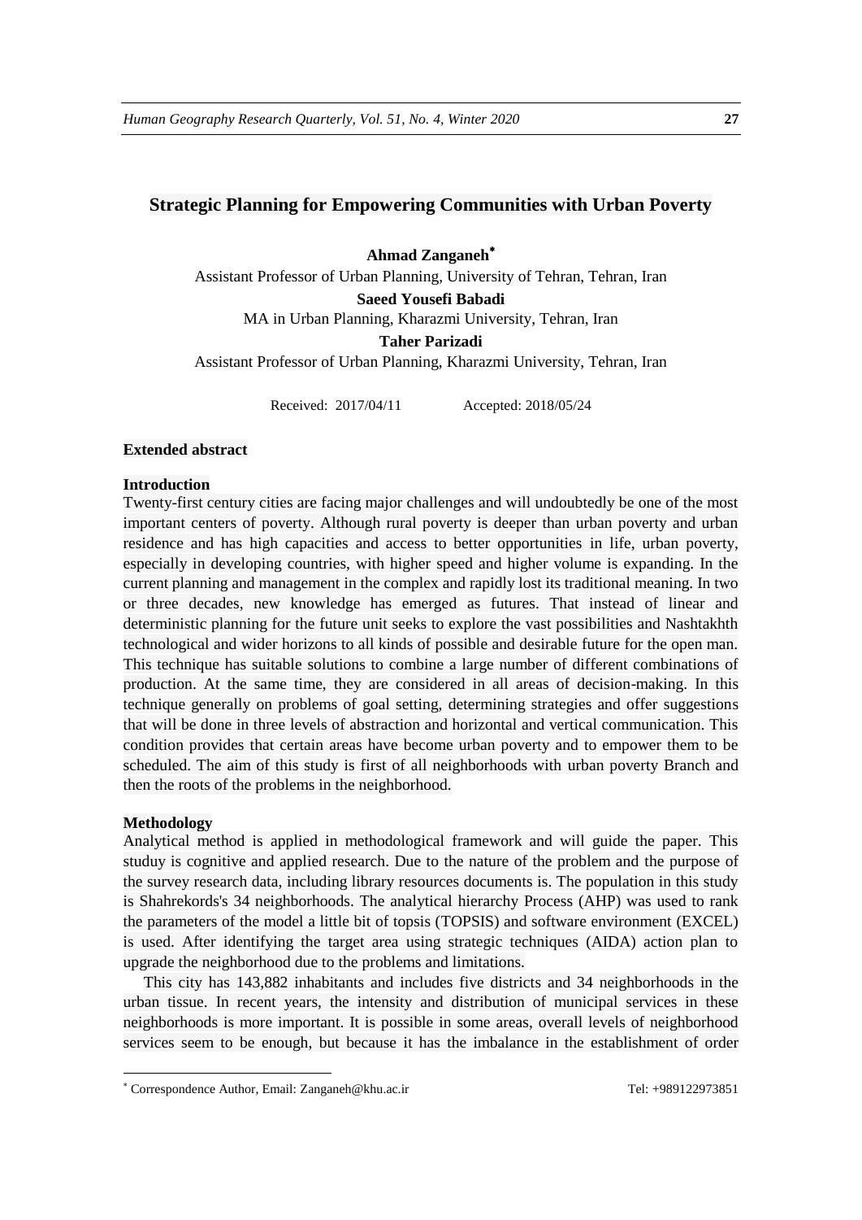# Strategic Planning for Empowering Communities with Urban Poverty

**Ahmad Zanganeh**[*]

Assistant Professor of Urban Planning, University of Tehran, Tehran, Iran

**Saeed Yousefi Babadi**

MA in Urban Planning, Kharazmi University, Tehran, Iran

**Taher Parizadi**

Assistant Professor of Urban Planning, Kharazmi University, Tehran, Iran

Received: 2017/04/11 Accepted: 2018/05/24

## Extended abstract

### Introduction

Twenty-first century cities are facing major challenges and will undoubtedly be one of the most important centers of poverty. Although rural poverty is deeper than urban poverty and urban residence and has high capacities and access to better opportunities in life, urban poverty, especially in developing countries, with higher speed and higher volume is expanding. In the current planning and management in the complex and rapidly lost its traditional meaning. In two or three decades, new knowledge has emerged as futures. That instead of linear and deterministic planning for the future unit seeks to explore the vast possibilities and Nashtakhth technological and wider horizons to all kinds of possible and desirable future for the open man. This technique has suitable solutions to combine a large number of different combinations of production. At the same time, they are considered in all areas of decision-making. In this technique generally on problems of goal setting, determining strategies and offer suggestions that will be done in three levels of abstraction and horizontal and vertical communication. This condition provides that certain areas have become urban poverty and to empower them to be scheduled. The aim of this study is first of all neighborhoods with urban poverty Branch and then the roots of the problems in the neighborhood.

### Methodology

Analytical method is applied in methodological framework and will guide the paper. This studuy is cognitive and applied research. Due to the nature of the problem and the purpose of the survey research data, including library resources documents is. The population in this study is Shahrekords's 34 neighborhoods. The analytical hierarchy Process (AHP) was used to rank the parameters of the model a little bit of topsis (TOPSIS) and software environment (EXCEL) is used. After identifying the target area using strategic techniques (AIDA) action plan to upgrade the neighborhood due to the problems and limitations.

This city has 143,882 inhabitants and includes five districts and 34 neighborhoods in the urban tissue. In recent years, the intensity and distribution of municipal services in these neighborhoods is more important. It is possible in some areas, overall levels of neighborhood services seem to be enough, but because it has the imbalance in the establishment of order

---

[*] Correspondence Author, Email: Zanganeh@khu.ac.ir Tel: +989122973851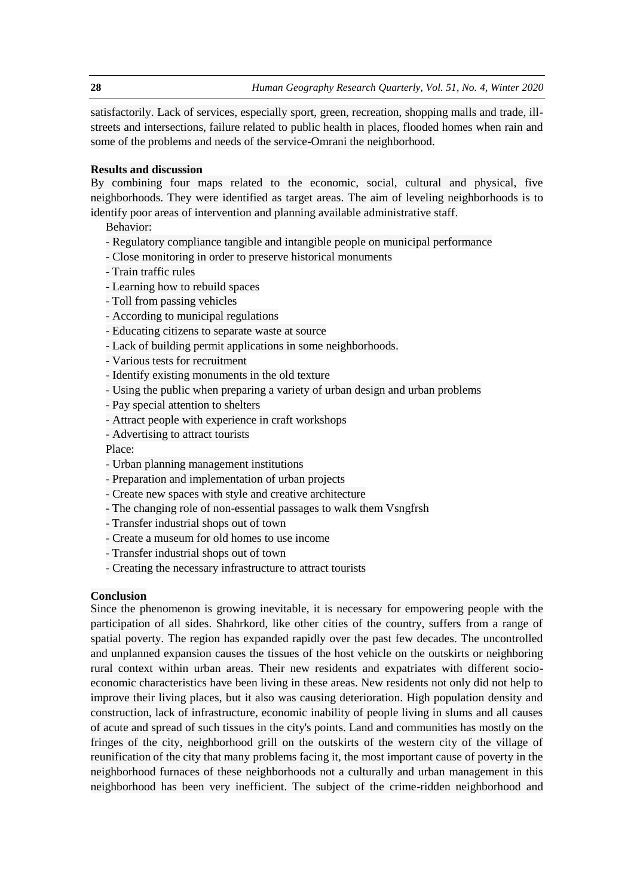satisfactorily. Lack of services, especially sport, green, recreation, shopping malls and trade, ill-streets and intersections, failure related to public health in places, flooded homes when rain and some of the problems and needs of the service-Omrani the neighborhood.

**Results and discussion**

By combining four maps related to the economic, social, cultural and physical, five neighborhoods. They were identified as target areas. The aim of leveling neighborhoods is to identify poor areas of intervention and planning available administrative staff.

Behavior:

- Regulatory compliance tangible and intangible people on municipal performance
- Close monitoring in order to preserve historical monuments
- Train traffic rules
- Learning how to rebuild spaces
- Toll from passing vehicles
- According to municipal regulations
- Educating citizens to separate waste at source
- Lack of building permit applications in some neighborhoods.
- Various tests for recruitment
- Identify existing monuments in the old texture
- Using the public when preparing a variety of urban design and urban problems
- Pay special attention to shelters
- Attract people with experience in craft workshops
- Advertising to attract tourists

Place:

- Urban planning management institutions
- Preparation and implementation of urban projects
- Create new spaces with style and creative architecture
- The changing role of non-essential passages to walk them Vsngfrsh
- Transfer industrial shops out of town
- Create a museum for old homes to use income
- Transfer industrial shops out of town
- Creating the necessary infrastructure to attract tourists

**Conclusion**

Since the phenomenon is growing inevitable, it is necessary for empowering people with the participation of all sides. Shahrkord, like other cities of the country, suffers from a range of spatial poverty. The region has expanded rapidly over the past few decades. The uncontrolled and unplanned expansion causes the tissues of the host vehicle on the outskirts or neighboring rural context within urban areas. Their new residents and expatriates with different socio-economic characteristics have been living in these areas. New residents not only did not help to improve their living places, but it also was causing deterioration. High population density and construction, lack of infrastructure, economic inability of people living in slums and all causes of acute and spread of such tissues in the city's points. Land and communities has mostly on the fringes of the city, neighborhood grill on the outskirts of the western city of the village of reunification of the city that many problems facing it, the most important cause of poverty in the neighborhood furnaces of these neighborhoods not a culturally and urban management in this neighborhood has been very inefficient. The subject of the crime-ridden neighborhood and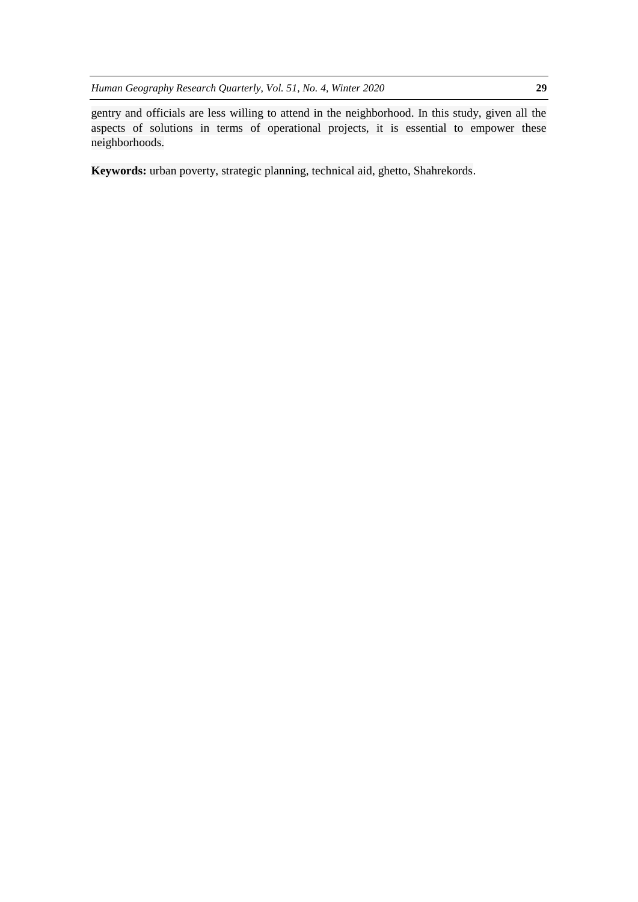gentry and officials are less willing to attend in the neighborhood. In this study, given all the aspects of solutions in terms of operational projects, it is essential to empower these neighborhoods.

**Keywords:** urban poverty, strategic planning, technical aid, ghetto, Shahrekords.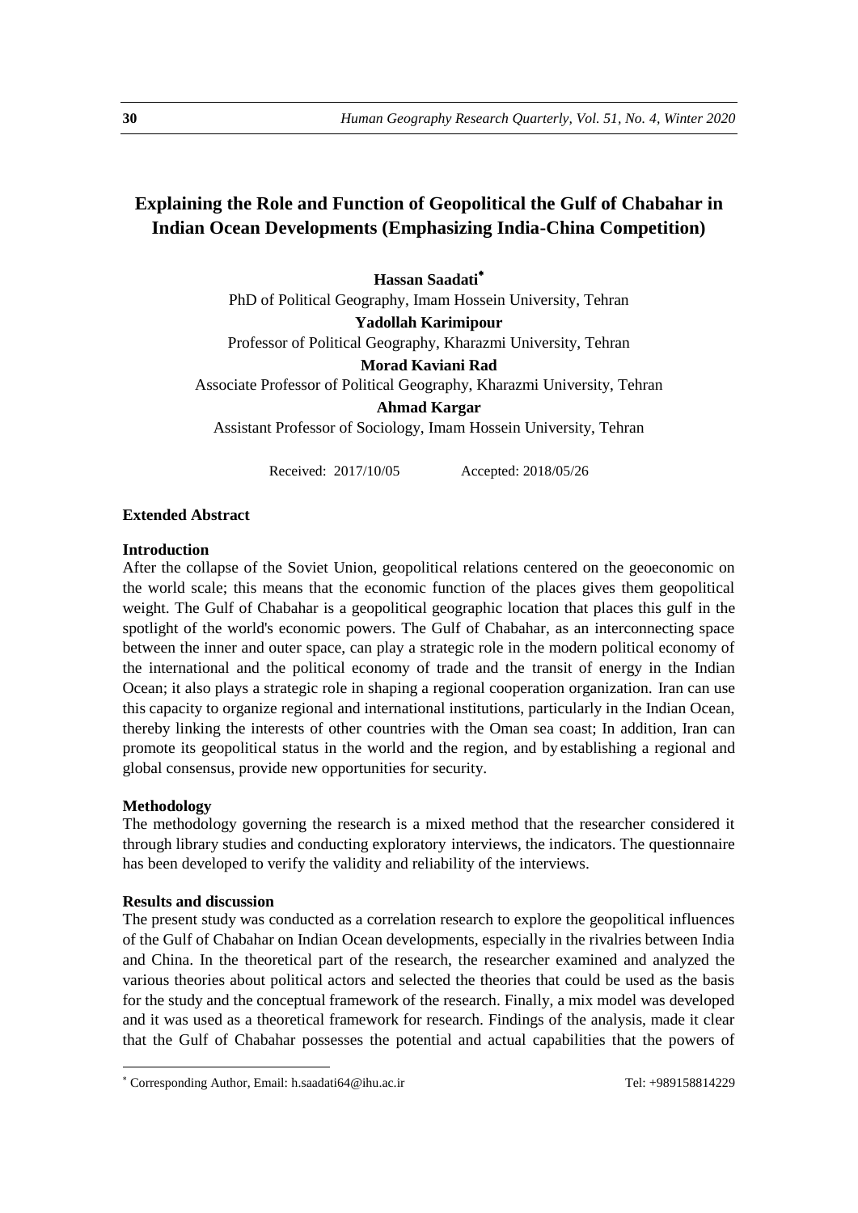# Explaining the Role and Function of Geopolitical the Gulf of Chabahar in Indian Ocean Developments (Emphasizing India-China Competition)

**Hassan Saadati**[*]

PhD of Political Geography, Imam Hossein University, Tehran

**Yadollah Karimipour**

Professor of Political Geography, Kharazmi University, Tehran

**Morad Kaviani Rad**

Associate Professor of Political Geography, Kharazmi University, Tehran

**Ahmad Kargar**

Assistant Professor of Sociology, Imam Hossein University, Tehran

Received: 2017/10/05 Accepted: 2018/05/26

## Extended Abstract

### Introduction

After the collapse of the Soviet Union, geopolitical relations centered on the geoeconomic on the world scale; this means that the economic function of the places gives them geopolitical weight. The Gulf of Chabahar is a geopolitical geographic location that places this gulf in the spotlight of the world's economic powers. The Gulf of Chabahar, as an interconnecting space between the inner and outer space, can play a strategic role in the modern political economy of the international and the political economy of trade and the transit of energy in the Indian Ocean; it also plays a strategic role in shaping a regional cooperation organization. Iran can use this capacity to organize regional and international institutions, particularly in the Indian Ocean, thereby linking the interests of other countries with the Oman sea coast; In addition, Iran can promote its geopolitical status in the world and the region, and by establishing a regional and global consensus, provide new opportunities for security.

### Methodology

The methodology governing the research is a mixed method that the researcher considered it through library studies and conducting exploratory interviews, the indicators. The questionnaire has been developed to verify the validity and reliability of the interviews.

### Results and discussion

The present study was conducted as a correlation research to explore the geopolitical influences of the Gulf of Chabahar on Indian Ocean developments, especially in the rivalries between India and China. In the theoretical part of the research, the researcher examined and analyzed the various theories about political actors and selected the theories that could be used as the basis for the study and the conceptual framework of the research. Finally, a mix model was developed and it was used as a theoretical framework for research. Findings of the analysis, made it clear that the Gulf of Chabahar possesses the potential and actual capabilities that the powers of

---

[*] Corresponding Author, Email: h.saadati64@ihu.ac.ir Tel: +989158814229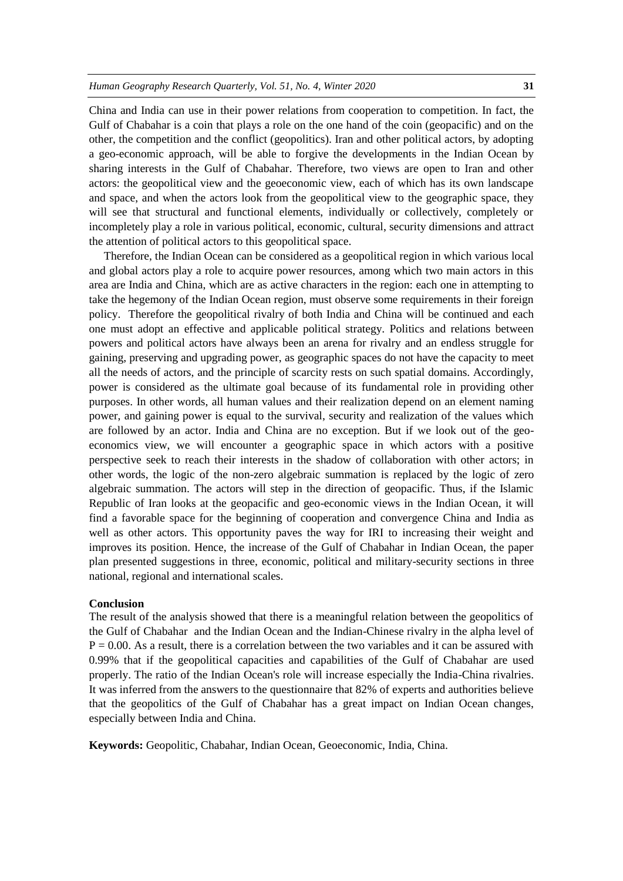China and India can use in their power relations from cooperation to competition. In fact, the Gulf of Chabahar is a coin that plays a role on the one hand of the coin (geopacific) and on the other, the competition and the conflict (geopolitics). Iran and other political actors, by adopting a geo-economic approach, will be able to forgive the developments in the Indian Ocean by sharing interests in the Gulf of Chabahar. Therefore, two views are open to Iran and other actors: the geopolitical view and the geoeconomic view, each of which has its own landscape and space, and when the actors look from the geopolitical view to the geographic space, they will see that structural and functional elements, individually or collectively, completely or incompletely play a role in various political, economic, cultural, security dimensions and attract the attention of political actors to this geopolitical space.

Therefore, the Indian Ocean can be considered as a geopolitical region in which various local and global actors play a role to acquire power resources, among which two main actors in this area are India and China, which are as active characters in the region: each one in attempting to take the hegemony of the Indian Ocean region, must observe some requirements in their foreign policy. Therefore the geopolitical rivalry of both India and China will be continued and each one must adopt an effective and applicable political strategy. Politics and relations between powers and political actors have always been an arena for rivalry and an endless struggle for gaining, preserving and upgrading power, as geographic spaces do not have the capacity to meet all the needs of actors, and the principle of scarcity rests on such spatial domains. Accordingly, power is considered as the ultimate goal because of its fundamental role in providing other purposes. In other words, all human values and their realization depend on an element naming power, and gaining power is equal to the survival, security and realization of the values which are followed by an actor. India and China are no exception. But if we look out of the geo-economics view, we will encounter a geographic space in which actors with a positive perspective seek to reach their interests in the shadow of collaboration with other actors; in other words, the logic of the non-zero algebraic summation is replaced by the logic of zero algebraic summation. The actors will step in the direction of geopacific. Thus, if the Islamic Republic of Iran looks at the geopacific and geo-economic views in the Indian Ocean, it will find a favorable space for the beginning of cooperation and convergence China and India as well as other actors. This opportunity paves the way for IRI to increasing their weight and improves its position. Hence, the increase of the Gulf of Chabahar in Indian Ocean, the paper plan presented suggestions in three, economic, political and military-security sections in three national, regional and international scales.

**Conclusion**

The result of the analysis showed that there is a meaningful relation between the geopolitics of the Gulf of Chabahar and the Indian Ocean and the Indian-Chinese rivalry in the alpha level of $P = 0.00$. As a result, there is a correlation between the two variables and it can be assured with 0.99% that if the geopolitical capacities and capabilities of the Gulf of Chabahar are used properly. The ratio of the Indian Ocean's role will increase especially the India-China rivalries. It was inferred from the answers to the questionnaire that 82% of experts and authorities believe that the geopolitics of the Gulf of Chabahar has a great impact on Indian Ocean changes, especially between India and China.

**Keywords:** Geopolitic, Chabahar, Indian Ocean, Geoeconomic, India, China.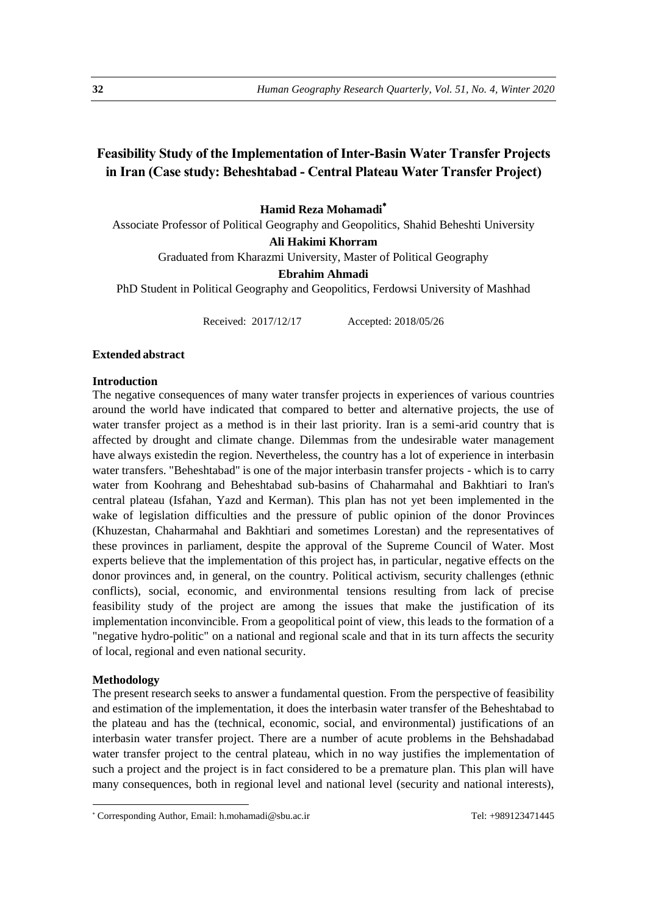# Feasibility Study of the Implementation of Inter-Basin Water Transfer Projects in Iran (Case study: Beheshtabad - Central Plateau Water Transfer Project)

**Hamid Reza Mohamadi**[*]

Associate Professor of Political Geography and Geopolitics, Shahid Beheshti University

**Ali Hakimi Khorram**

Graduated from Kharazmi University, Master of Political Geography

**Ebrahim Ahmadi**

PhD Student in Political Geography and Geopolitics, Ferdowsi University of Mashhad

Received: 2017/12/17 Accepted: 2018/05/26

## Extended abstract

### Introduction

The negative consequences of many water transfer projects in experiences of various countries around the world have indicated that compared to better and alternative projects, the use of water transfer project as a method is in their last priority. Iran is a semi-arid country that is affected by drought and climate change. Dilemmas from the undesirable water management have always existedin the region. Nevertheless, the country has a lot of experience in interbasin water transfers. "Beheshtabad" is one of the major interbasin transfer projects - which is to carry water from Koohrang and Beheshtabad sub-basins of Chaharmahal and Bakhtiari to Iran's central plateau (Isfahan, Yazd and Kerman). This plan has not yet been implemented in the wake of legislation difficulties and the pressure of public opinion of the donor Provinces (Khuzestan, Chaharmahal and Bakhtiari and sometimes Lorestan) and the representatives of these provinces in parliament, despite the approval of the Supreme Council of Water. Most experts believe that the implementation of this project has, in particular, negative effects on the donor provinces and, in general, on the country. Political activism, security challenges (ethnic conflicts), social, economic, and environmental tensions resulting from lack of precise feasibility study of the project are among the issues that make the justification of its implementation inconvincible. From a geopolitical point of view, this leads to the formation of a "negative hydro-politic" on a national and regional scale and that in its turn affects the security of local, regional and even national security.

### Methodology

The present research seeks to answer a fundamental question. From the perspective of feasibility and estimation of the implementation, it does the interbasin water transfer of the Beheshtabad to the plateau and has the (technical, economic, social, and environmental) justifications of an interbasin water transfer project. There are a number of acute problems in the Behshadabad water transfer project to the central plateau, which in no way justifies the implementation of such a project and the project is in fact considered to be a premature plan. This plan will have many consequences, both in regional level and national level (security and national interests),

---

[*] Corresponding Author, Email: h.mohamadi@sbu.ac.ir Tel: +989123471445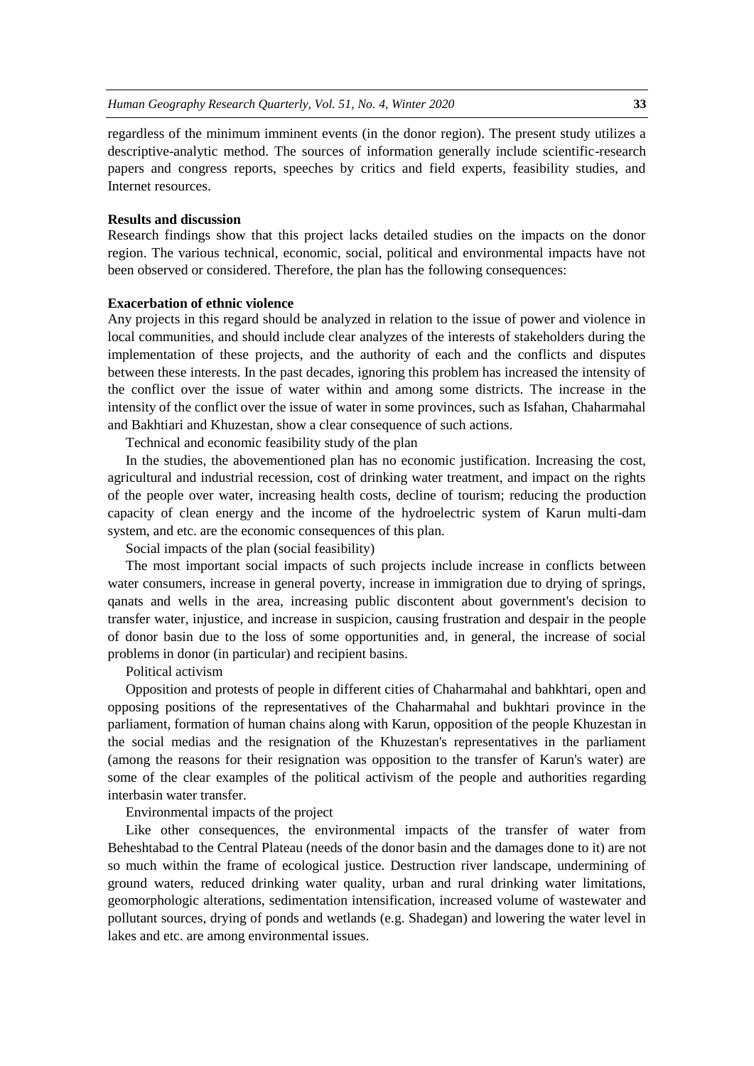regardless of the minimum imminent events (in the donor region). The present study utilizes a descriptive-analytic method. The sources of information generally include scientific-research papers and congress reports, speeches by critics and field experts, feasibility studies, and Internet resources.

**Results and discussion**

Research findings show that this project lacks detailed studies on the impacts on the donor region. The various technical, economic, social, political and environmental impacts have not been observed or considered. Therefore, the plan has the following consequences:

**Exacerbation of ethnic violence**

Any projects in this regard should be analyzed in relation to the issue of power and violence in local communities, and should include clear analyzes of the interests of stakeholders during the implementation of these projects, and the authority of each and the conflicts and disputes between these interests. In the past decades, ignoring this problem has increased the intensity of the conflict over the issue of water within and among some districts. The increase in the intensity of the conflict over the issue of water in some provinces, such as Isfahan, Chaharmahal and Bakhtiari and Khuzestan, show a clear consequence of such actions.

Technical and economic feasibility study of the plan

In the studies, the abovementioned plan has no economic justification. Increasing the cost, agricultural and industrial recession, cost of drinking water treatment, and impact on the rights of the people over water, increasing health costs, decline of tourism; reducing the production capacity of clean energy and the income of the hydroelectric system of Karun multi-dam system, and etc. are the economic consequences of this plan.

Social impacts of the plan (social feasibility)

The most important social impacts of such projects include increase in conflicts between water consumers, increase in general poverty, increase in immigration due to drying of springs, qanats and wells in the area, increasing public discontent about government's decision to transfer water, injustice, and increase in suspicion, causing frustration and despair in the people of donor basin due to the loss of some opportunities and, in general, the increase of social problems in donor (in particular) and recipient basins.

Political activism

Opposition and protests of people in different cities of Chaharmahal and bahkhtari, open and opposing positions of the representatives of the Chaharmahal and bukhtari province in the parliament, formation of human chains along with Karun, opposition of the people Khuzestan in the social medias and the resignation of the Khuzestan's representatives in the parliament (among the reasons for their resignation was opposition to the transfer of Karun's water) are some of the clear examples of the political activism of the people and authorities regarding interbasin water transfer.

Environmental impacts of the project

Like other consequences, the environmental impacts of the transfer of water from Beheshtabad to the Central Plateau (needs of the donor basin and the damages done to it) are not so much within the frame of ecological justice. Destruction river landscape, undermining of ground waters, reduced drinking water quality, urban and rural drinking water limitations, geomorphologic alterations, sedimentation intensification, increased volume of wastewater and pollutant sources, drying of ponds and wetlands (e.g. Shadegan) and lowering the water level in lakes and etc. are among environmental issues.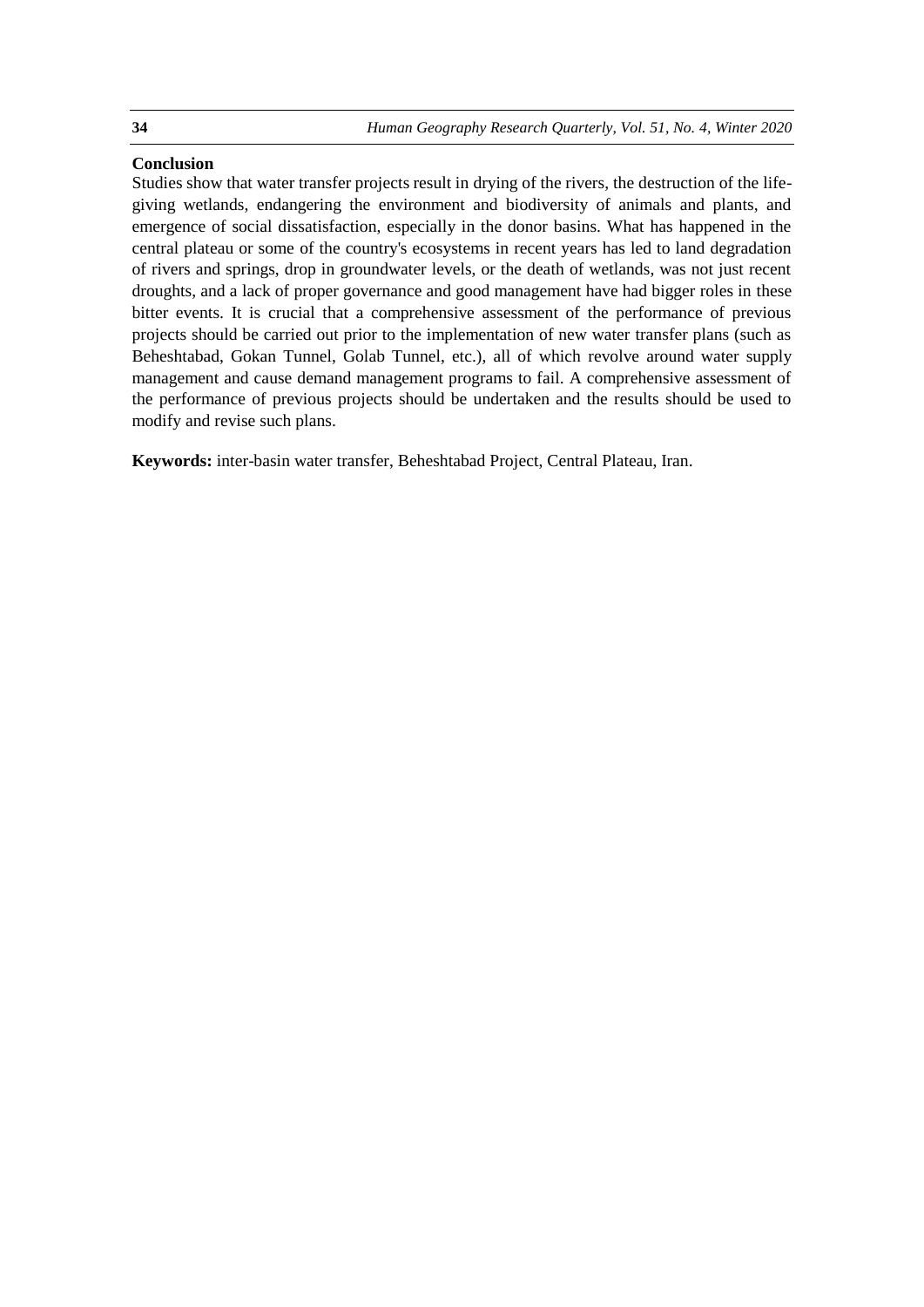## Conclusion

Studies show that water transfer projects result in drying of the rivers, the destruction of the life-giving wetlands, endangering the environment and biodiversity of animals and plants, and emergence of social dissatisfaction, especially in the donor basins. What has happened in the central plateau or some of the country's ecosystems in recent years has led to land degradation of rivers and springs, drop in groundwater levels, or the death of wetlands, was not just recent droughts, and a lack of proper governance and good management have had bigger roles in these bitter events. It is crucial that a comprehensive assessment of the performance of previous projects should be carried out prior to the implementation of new water transfer plans (such as Beheshtabad, Gokan Tunnel, Golab Tunnel, etc.), all of which revolve around water supply management and cause demand management programs to fail. A comprehensive assessment of the performance of previous projects should be undertaken and the results should be used to modify and revise such plans.

**Keywords:** inter-basin water transfer, Beheshtabad Project, Central Plateau, Iran.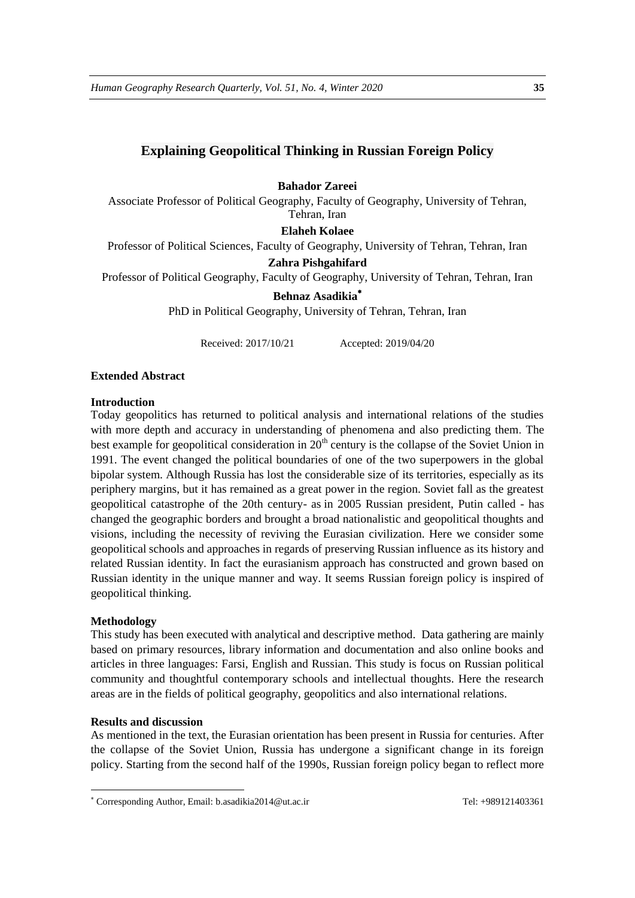# Explaining Geopolitical Thinking in Russian Foreign Policy

**Bahador Zareei**

Associate Professor of Political Geography, Faculty of Geography, University of Tehran, Tehran, Iran

**Elaheh Kolaee**

Professor of Political Sciences, Faculty of Geography, University of Tehran, Tehran, Iran

**Zahra Pishgahifard**

Professor of Political Geography, Faculty of Geography, University of Tehran, Tehran, Iran

**Behnaz Asadikia**[*]

PhD in Political Geography, University of Tehran, Tehran, Iran

Received: 2017/10/21 Accepted: 2019/04/20

## Extended Abstract

### Introduction

Today geopolitics has returned to political analysis and international relations of the studies with more depth and accuracy in understanding of phenomena and also predicting them. The best example for geopolitical consideration in 20th century is the collapse of the Soviet Union in 1991. The event changed the political boundaries of one of the two superpowers in the global bipolar system. Although Russia has lost the considerable size of its territories, especially as its periphery margins, but it has remained as a great power in the region. Soviet fall as the greatest geopolitical catastrophe of the 20th century- as in 2005 Russian president, Putin called - has changed the geographic borders and brought a broad nationalistic and geopolitical thoughts and visions, including the necessity of reviving the Eurasian civilization. Here we consider some geopolitical schools and approaches in regards of preserving Russian influence as its history and related Russian identity. In fact the eurasianism approach has constructed and grown based on Russian identity in the unique manner and way. It seems Russian foreign policy is inspired of geopolitical thinking.

### Methodology

This study has been executed with analytical and descriptive method. Data gathering are mainly based on primary resources, library information and documentation and also online books and articles in three languages: Farsi, English and Russian. This study is focus on Russian political community and thoughtful contemporary schools and intellectual thoughts. Here the research areas are in the fields of political geography, geopolitics and also international relations.

### Results and discussion

As mentioned in the text, the Eurasian orientation has been present in Russia for centuries. After the collapse of the Soviet Union, Russia has undergone a significant change in its foreign policy. Starting from the second half of the 1990s, Russian foreign policy began to reflect more

---

[*] Corresponding Author, Email: b.asadikia2014@ut.ac.ir Tel: +989121403361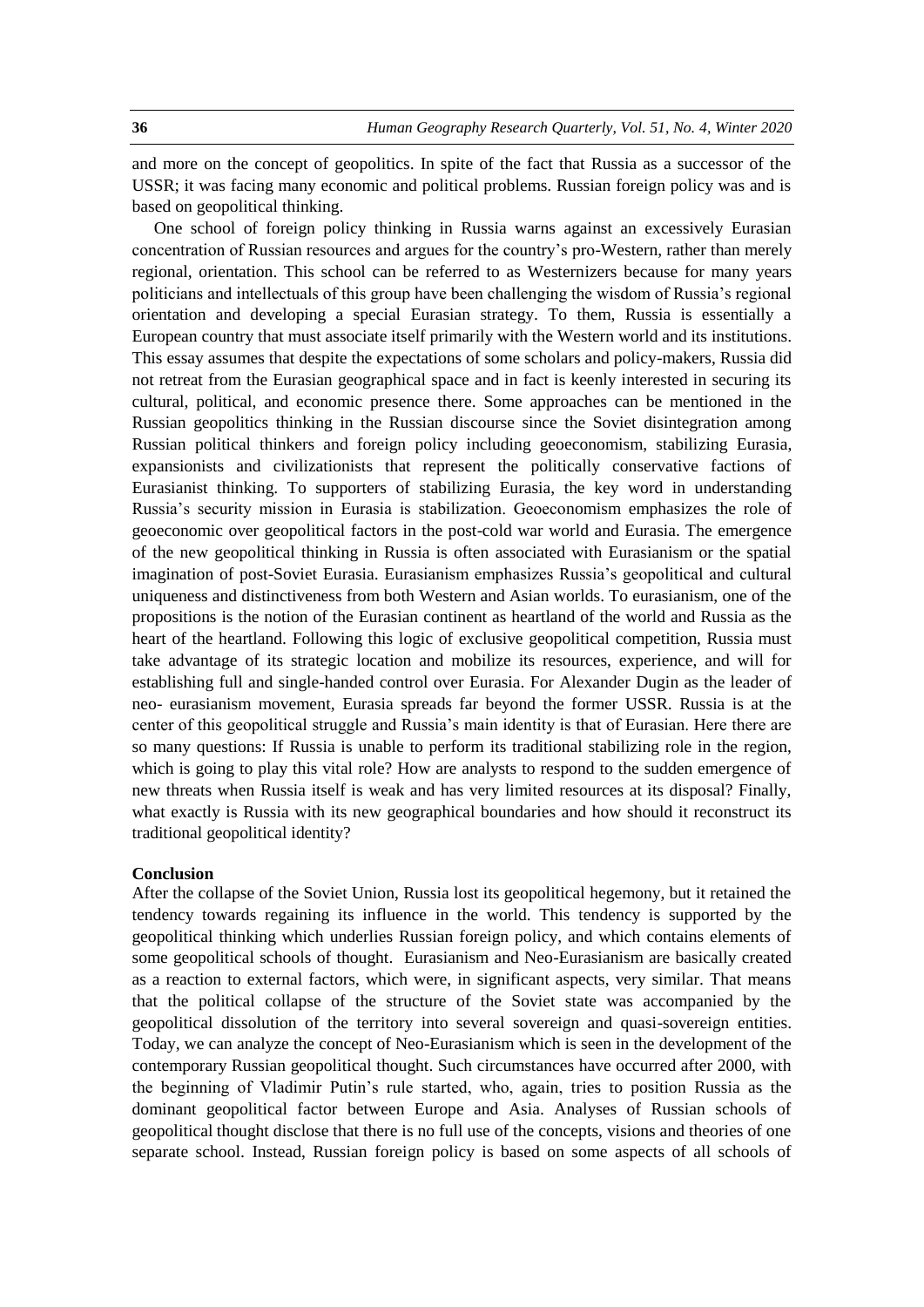and more on the concept of geopolitics. In spite of the fact that Russia as a successor of the USSR; it was facing many economic and political problems. Russian foreign policy was and is based on geopolitical thinking.

One school of foreign policy thinking in Russia warns against an excessively Eurasian concentration of Russian resources and argues for the country's pro-Western, rather than merely regional, orientation. This school can be referred to as Westernizers because for many years politicians and intellectuals of this group have been challenging the wisdom of Russia's regional orientation and developing a special Eurasian strategy. To them, Russia is essentially a European country that must associate itself primarily with the Western world and its institutions. This essay assumes that despite the expectations of some scholars and policy-makers, Russia did not retreat from the Eurasian geographical space and in fact is keenly interested in securing its cultural, political, and economic presence there. Some approaches can be mentioned in the Russian geopolitics thinking in the Russian discourse since the Soviet disintegration among Russian political thinkers and foreign policy including geoeconomism, stabilizing Eurasia, expansionists and civilizationists that represent the politically conservative factions of Eurasianist thinking. To supporters of stabilizing Eurasia, the key word in understanding Russia's security mission in Eurasia is stabilization. Geoeconomism emphasizes the role of geoeconomic over geopolitical factors in the post-cold war world and Eurasia. The emergence of the new geopolitical thinking in Russia is often associated with Eurasianism or the spatial imagination of post-Soviet Eurasia. Eurasianism emphasizes Russia's geopolitical and cultural uniqueness and distinctiveness from both Western and Asian worlds. To eurasianism, one of the propositions is the notion of the Eurasian continent as heartland of the world and Russia as the heart of the heartland. Following this logic of exclusive geopolitical competition, Russia must take advantage of its strategic location and mobilize its resources, experience, and will for establishing full and single-handed control over Eurasia. For Alexander Dugin as the leader of neo- eurasianism movement, Eurasia spreads far beyond the former USSR. Russia is at the center of this geopolitical struggle and Russia's main identity is that of Eurasian. Here there are so many questions: If Russia is unable to perform its traditional stabilizing role in the region, which is going to play this vital role? How are analysts to respond to the sudden emergence of new threats when Russia itself is weak and has very limited resources at its disposal? Finally, what exactly is Russia with its new geographical boundaries and how should it reconstruct its traditional geopolitical identity?

## Conclusion

After the collapse of the Soviet Union, Russia lost its geopolitical hegemony, but it retained the tendency towards regaining its influence in the world. This tendency is supported by the geopolitical thinking which underlies Russian foreign policy, and which contains elements of some geopolitical schools of thought. Eurasianism and Neo-Eurasianism are basically created as a reaction to external factors, which were, in significant aspects, very similar. That means that the political collapse of the structure of the Soviet state was accompanied by the geopolitical dissolution of the territory into several sovereign and quasi-sovereign entities. Today, we can analyze the concept of Neo-Eurasianism which is seen in the development of the contemporary Russian geopolitical thought. Such circumstances have occurred after 2000, with the beginning of Vladimir Putin's rule started, who, again, tries to position Russia as the dominant geopolitical factor between Europe and Asia. Analyses of Russian schools of geopolitical thought disclose that there is no full use of the concepts, visions and theories of one separate school. Instead, Russian foreign policy is based on some aspects of all schools of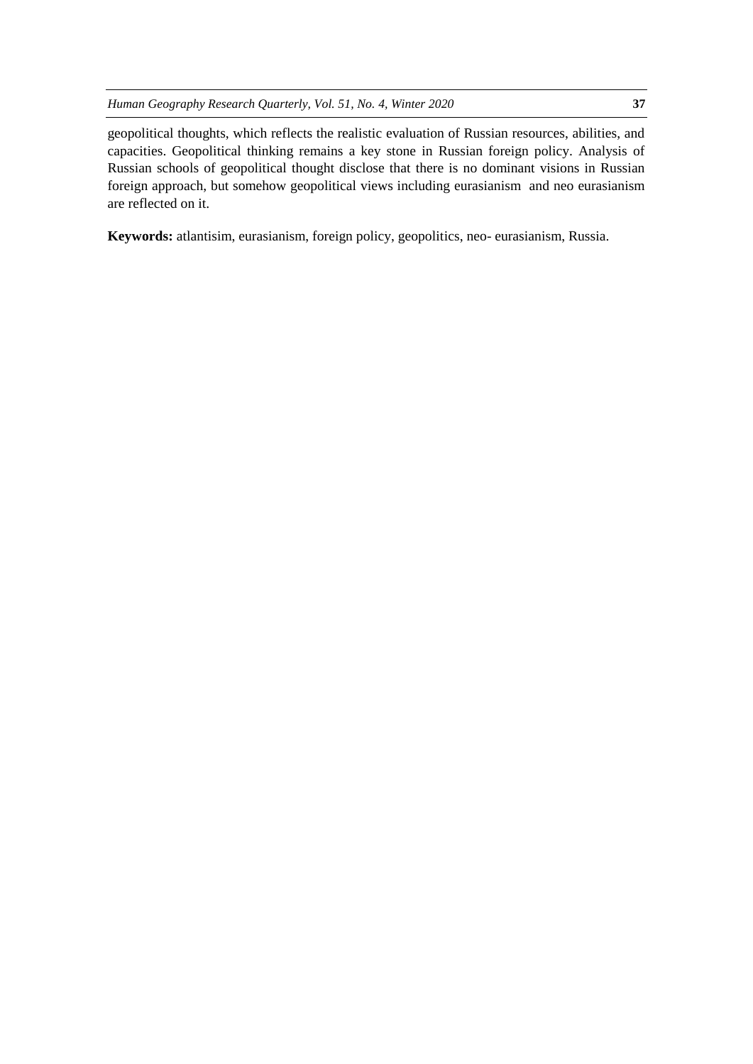geopolitical thoughts, which reflects the realistic evaluation of Russian resources, abilities, and capacities. Geopolitical thinking remains a key stone in Russian foreign policy. Analysis of Russian schools of geopolitical thought disclose that there is no dominant visions in Russian foreign approach, but somehow geopolitical views including eurasianism and neo eurasianism are reflected on it.

**Keywords:** atlantisim, eurasianism, foreign policy, geopolitics, neo- eurasianism, Russia.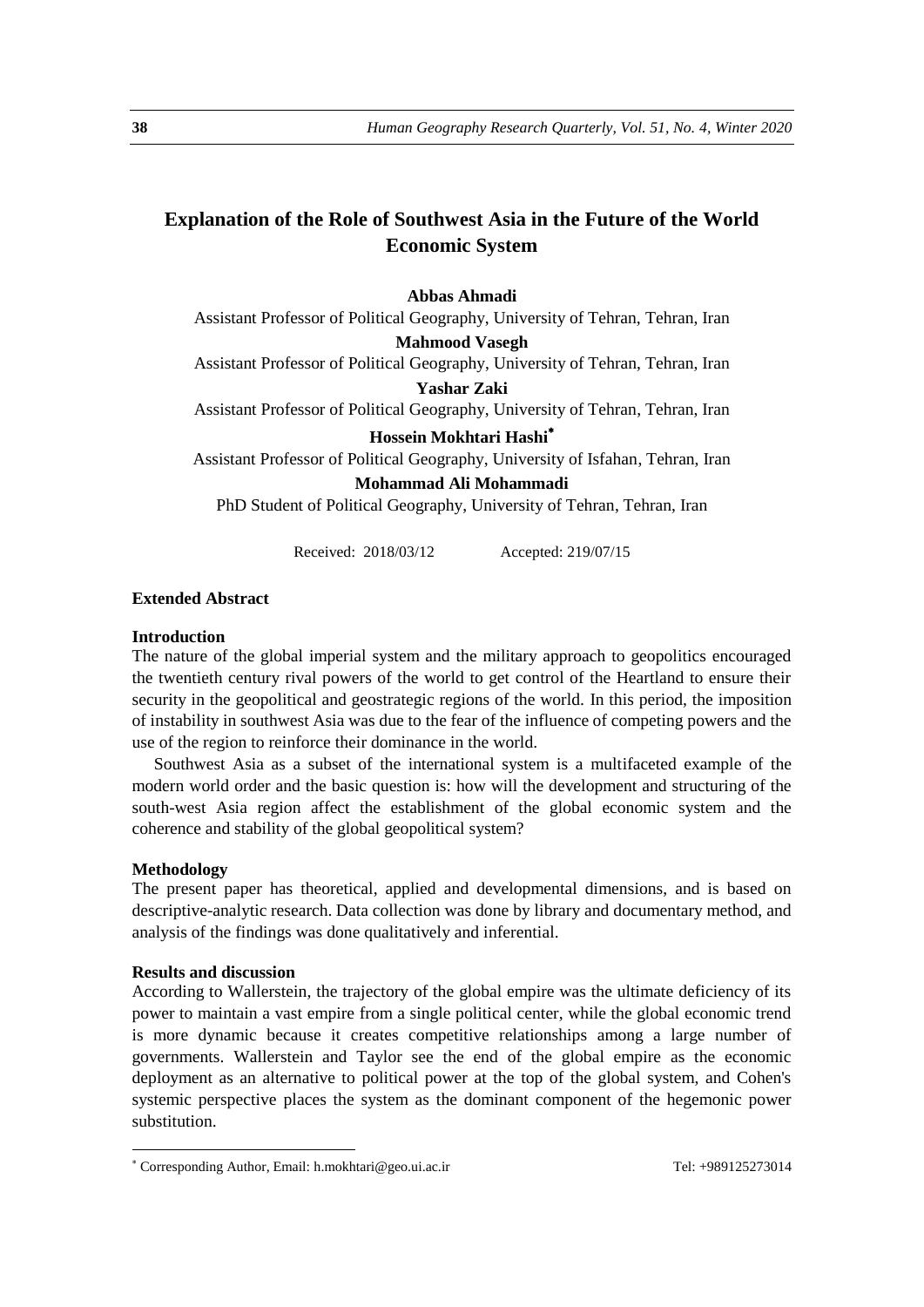# Explanation of the Role of Southwest Asia in the Future of the World Economic System

**Abbas Ahmadi**
Assistant Professor of Political Geography, University of Tehran, Tehran, Iran

**Mahmood Vasegh**
Assistant Professor of Political Geography, University of Tehran, Tehran, Iran

**Yashar Zaki**
Assistant Professor of Political Geography, University of Tehran, Tehran, Iran

**Hossein Mokhtari Hashi**[*]
Assistant Professor of Political Geography, University of Isfahan, Tehran, Iran

**Mohammad Ali Mohammadi**
PhD Student of Political Geography, University of Tehran, Tehran, Iran

Received: 2018/03/12 Accepted: 219/07/15

### Extended Abstract

#### Introduction

The nature of the global imperial system and the military approach to geopolitics encouraged the twentieth century rival powers of the world to get control of the Heartland to ensure their security in the geopolitical and geostrategic regions of the world. In this period, the imposition of instability in southwest Asia was due to the fear of the influence of competing powers and the use of the region to reinforce their dominance in the world.

Southwest Asia as a subset of the international system is a multifaceted example of the modern world order and the basic question is: how will the development and structuring of the south-west Asia region affect the establishment of the global economic system and the coherence and stability of the global geopolitical system?

#### Methodology

The present paper has theoretical, applied and developmental dimensions, and is based on descriptive-analytic research. Data collection was done by library and documentary method, and analysis of the findings was done qualitatively and inferential.

#### Results and discussion

According to Wallerstein, the trajectory of the global empire was the ultimate deficiency of its power to maintain a vast empire from a single political center, while the global economic trend is more dynamic because it creates competitive relationships among a large number of governments. Wallerstein and Taylor see the end of the global empire as the economic deployment as an alternative to political power at the top of the global system, and Cohen's systemic perspective places the system as the dominant component of the hegemonic power substitution.

---

[*] Corresponding Author, Email: h.mokhtari@geo.ui.ac.ir Tel: +989125273014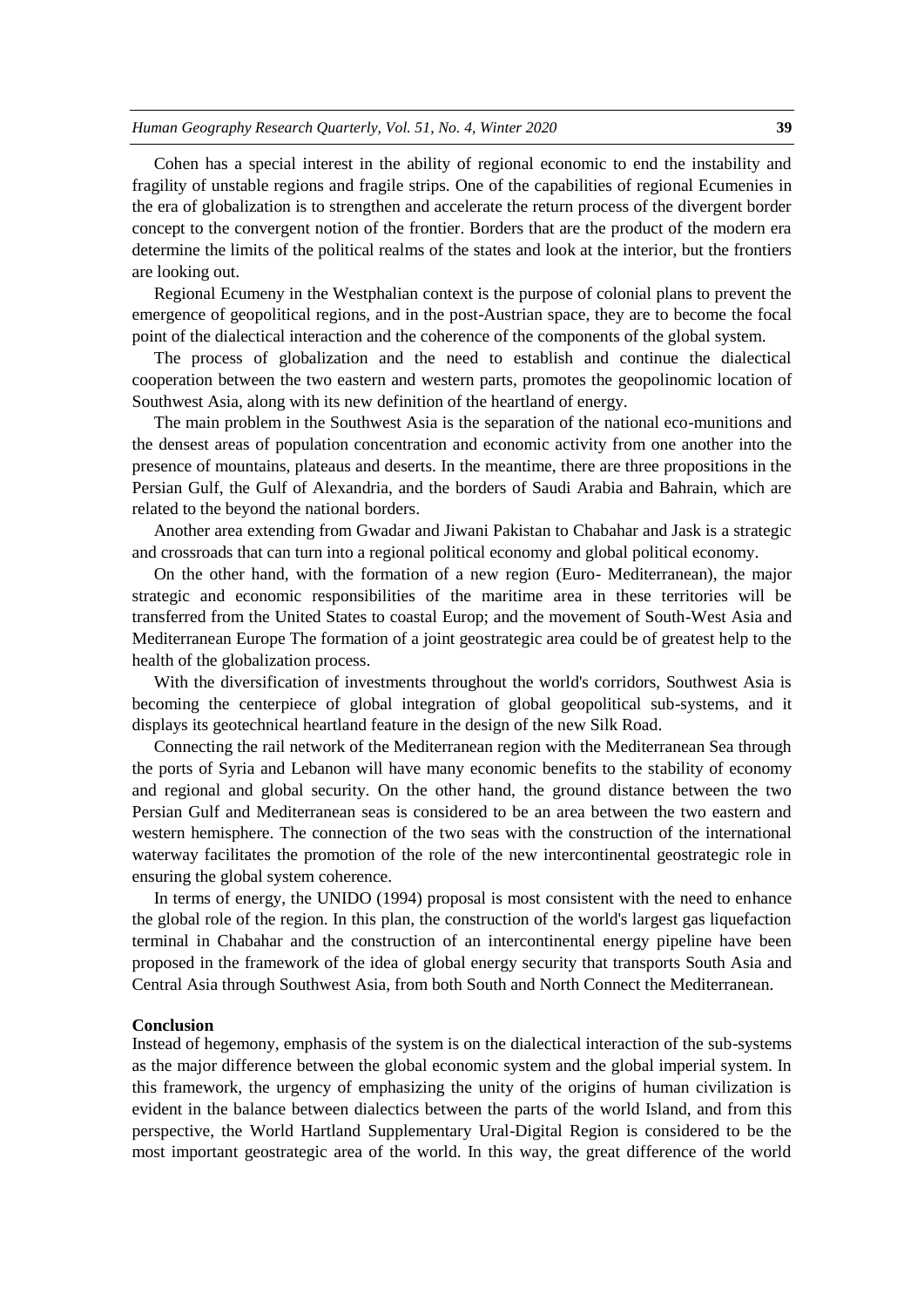Cohen has a special interest in the ability of regional economic to end the instability and fragility of unstable regions and fragile strips. One of the capabilities of regional Ecumenies in the era of globalization is to strengthen and accelerate the return process of the divergent border concept to the convergent notion of the frontier. Borders that are the product of the modern era determine the limits of the political realms of the states and look at the interior, but the frontiers are looking out.

Regional Ecumeny in the Westphalian context is the purpose of colonial plans to prevent the emergence of geopolitical regions, and in the post-Austrian space, they are to become the focal point of the dialectical interaction and the coherence of the components of the global system.

The process of globalization and the need to establish and continue the dialectical cooperation between the two eastern and western parts, promotes the geopolinomic location of Southwest Asia, along with its new definition of the heartland of energy.

The main problem in the Southwest Asia is the separation of the national eco-munitions and the densest areas of population concentration and economic activity from one another into the presence of mountains, plateaus and deserts. In the meantime, there are three propositions in the Persian Gulf, the Gulf of Alexandria, and the borders of Saudi Arabia and Bahrain, which are related to the beyond the national borders.

Another area extending from Gwadar and Jiwani Pakistan to Chabahar and Jask is a strategic and crossroads that can turn into a regional political economy and global political economy.

On the other hand, with the formation of a new region (Euro- Mediterranean), the major strategic and economic responsibilities of the maritime area in these territories will be transferred from the United States to coastal Europ; and the movement of South-West Asia and Mediterranean Europe The formation of a joint geostrategic area could be of greatest help to the health of the globalization process.

With the diversification of investments throughout the world's corridors, Southwest Asia is becoming the centerpiece of global integration of global geopolitical sub-systems, and it displays its geotechnical heartland feature in the design of the new Silk Road.

Connecting the rail network of the Mediterranean region with the Mediterranean Sea through the ports of Syria and Lebanon will have many economic benefits to the stability of economy and regional and global security. On the other hand, the ground distance between the two Persian Gulf and Mediterranean seas is considered to be an area between the two eastern and western hemisphere. The connection of the two seas with the construction of the international waterway facilitates the promotion of the role of the new intercontinental geostrategic role in ensuring the global system coherence.

In terms of energy, the UNIDO (1994) proposal is most consistent with the need to enhance the global role of the region. In this plan, the construction of the world's largest gas liquefaction terminal in Chabahar and the construction of an intercontinental energy pipeline have been proposed in the framework of the idea of global energy security that transports South Asia and Central Asia through Southwest Asia, from both South and North Connect the Mediterranean.

**Conclusion**

Instead of hegemony, emphasis of the system is on the dialectical interaction of the sub-systems as the major difference between the global economic system and the global imperial system. In this framework, the urgency of emphasizing the unity of the origins of human civilization is evident in the balance between dialectics between the parts of the world Island, and from this perspective, the World Hartland Supplementary Ural-Digital Region is considered to be the most important geostrategic area of the world. In this way, the great difference of the world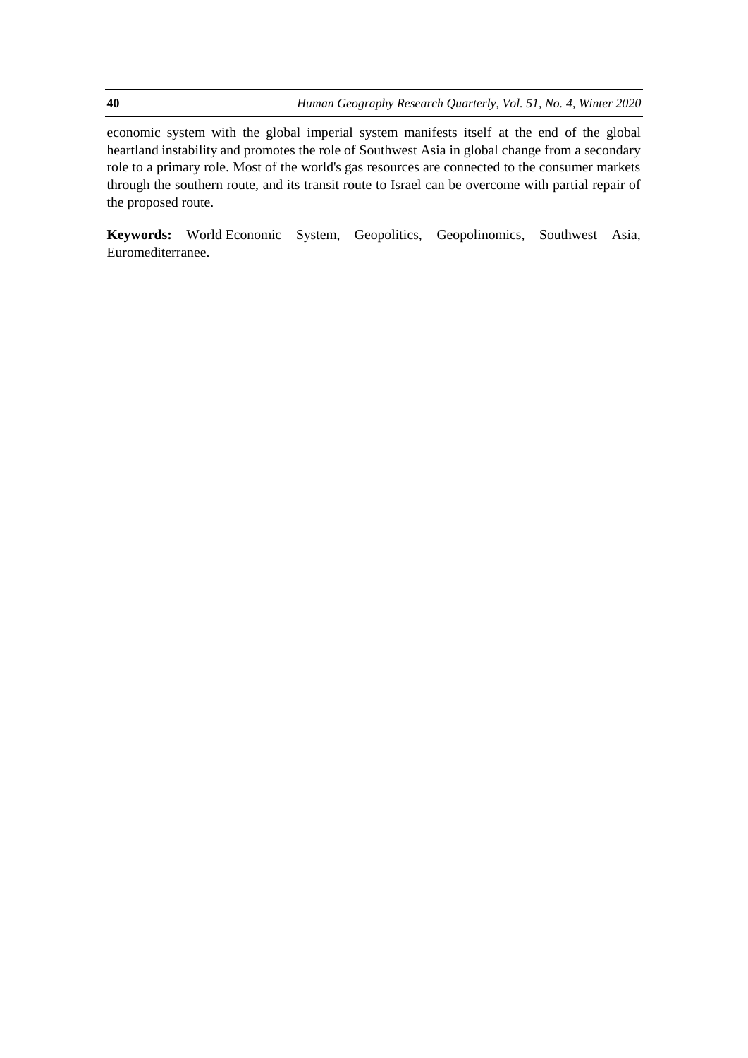economic system with the global imperial system manifests itself at the end of the global heartland instability and promotes the role of Southwest Asia in global change from a secondary role to a primary role. Most of the world's gas resources are connected to the consumer markets through the southern route, and its transit route to Israel can be overcome with partial repair of the proposed route.

**Keywords:** World Economic System, Geopolitics, Geopolinomics, Southwest Asia, Euromediterranee.